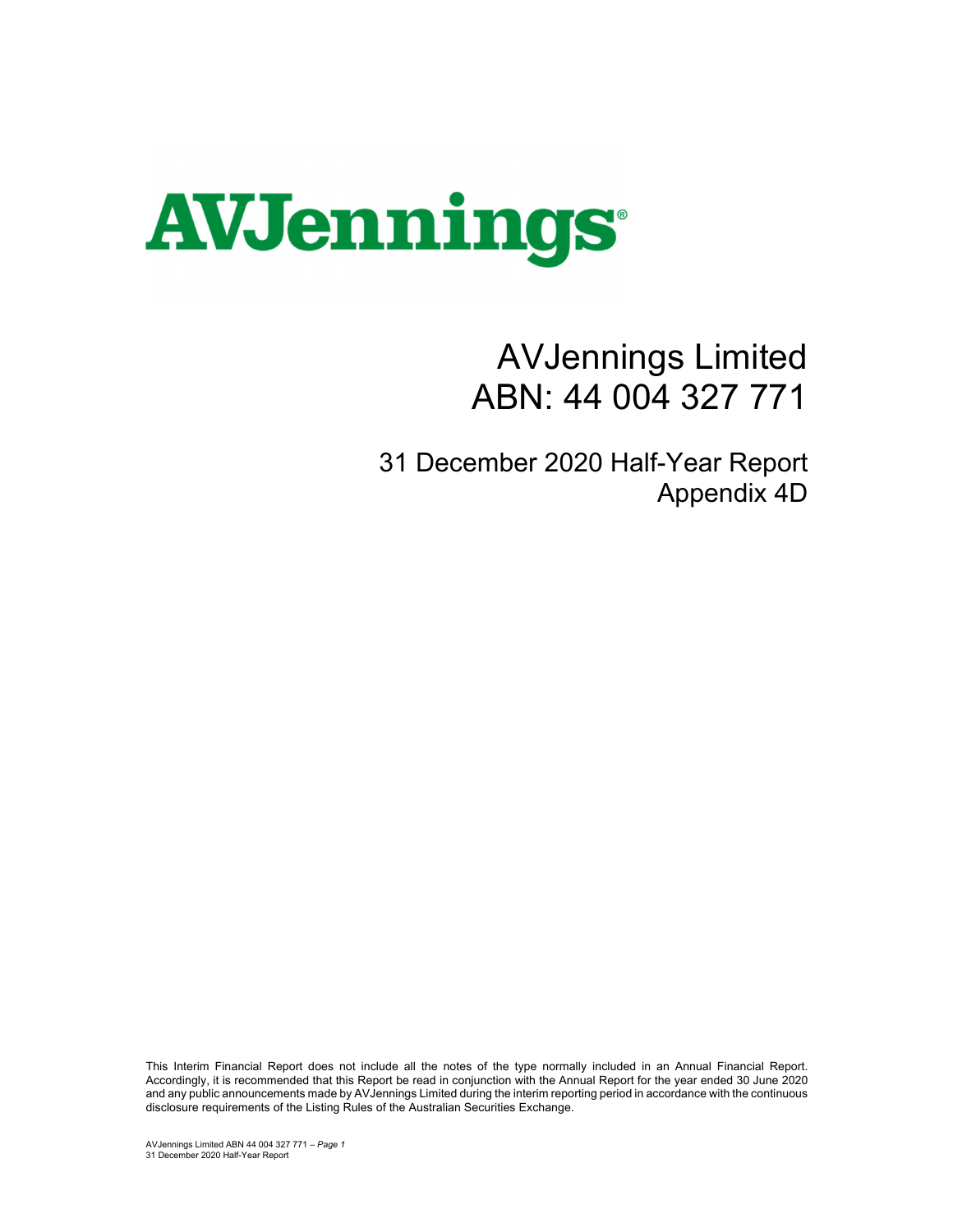AVJennings

# AVJennings Limited
# ABN: 44 004 327 771

## 31 December 2020 Half-Year Report
## Appendix 4D

This Interim Financial Report does not include all the notes of the type normally included in an Annual Financial Report. Accordingly, it is recommended that this Report be read in conjunction with the Annual Report for the year ended 30 June 2020 and any public announcements made by AVJennings Limited during the interim reporting period in accordance with the continuous disclosure requirements of the Listing Rules of the Australian Securities Exchange.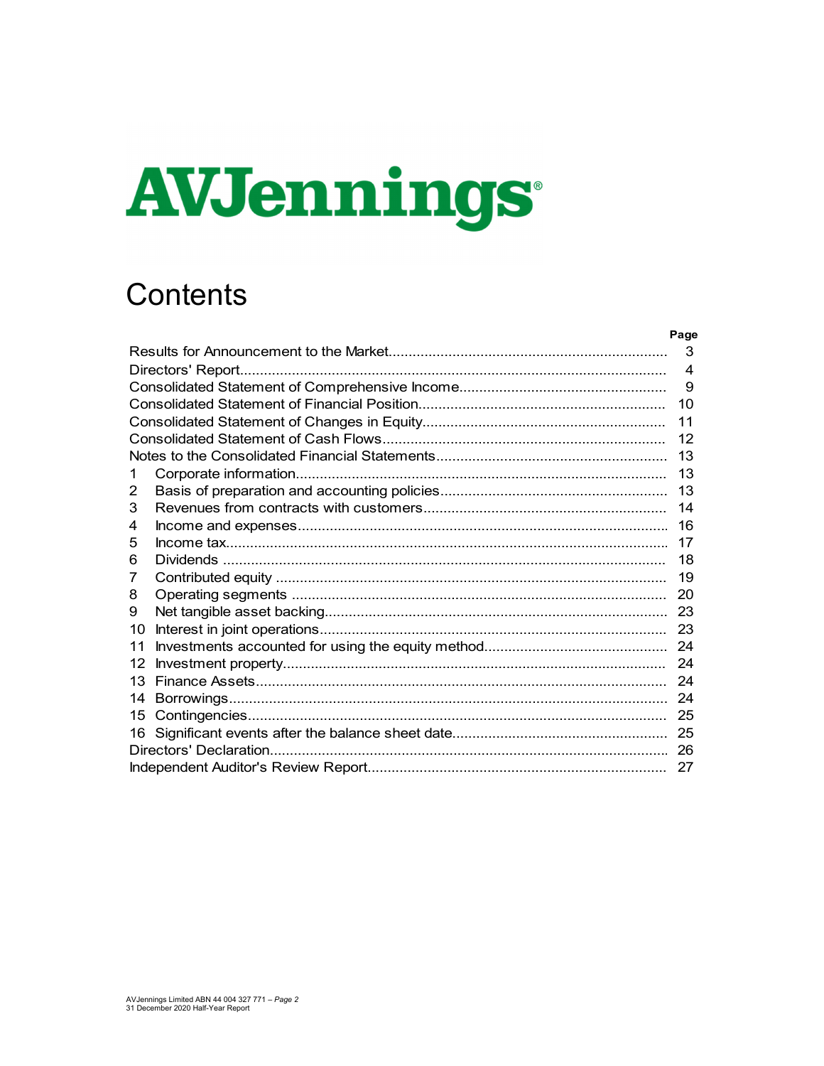AVJennings

# Contents

| | | Page |
|---|---|---|
| Results for Announcement to the Market | | 3 |
| Directors' Report | | 4 |
| Consolidated Statement of Comprehensive Income | | 9 |
| Consolidated Statement of Financial Position | | 10 |
| Consolidated Statement of Changes in Equity | | 11 |
| Consolidated Statement of Cash Flows | | 12 |
| Notes to the Consolidated Financial Statements | | 13 |
| 1 | Corporate information | 13 |
| 2 | Basis of preparation and accounting policies | 13 |
| 3 | Revenues from contracts with customers | 14 |
| 4 | Income and expenses | 16 |
| 5 | Income tax | 17 |
| 6 | Dividends | 18 |
| 7 | Contributed equity | 19 |
| 8 | Operating segments | 20 |
| 9 | Net tangible asset backing | 23 |
| 10 | Interest in joint operations | 23 |
| 11 | Investments accounted for using the equity method | 24 |
| 12 | Investment property | 24 |
| 13 | Finance Assets | 24 |
| 14 | Borrowings | 24 |
| 15 | Contingencies | 25 |
| 16 | Significant events after the balance sheet date | 25 |
| Directors' Declaration | | 26 |
| Independent Auditor's Review Report | | 27 |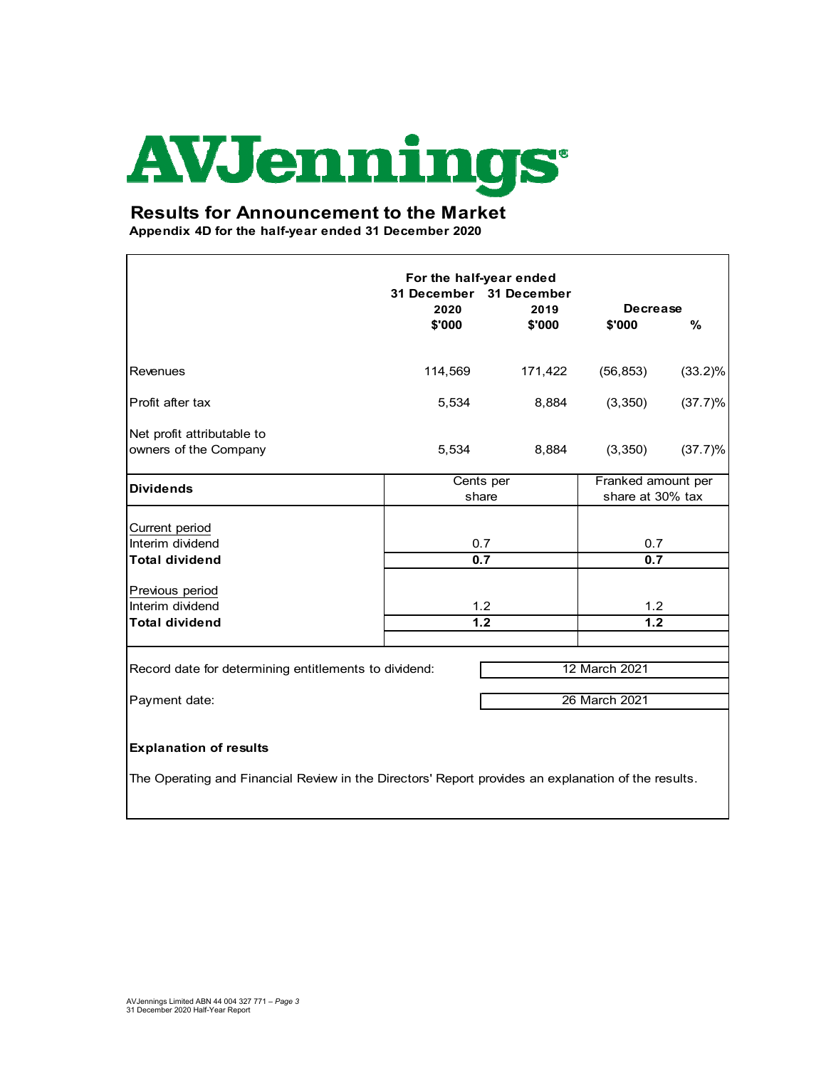# AVJennings

## Results for Announcement to the Market

**Appendix 4D for the half-year ended 31 December 2020**

| | For the half-year ended 31 December 2020 $'000 | For the half-year ended 31 December 2019 $'000 | Decrease $'000 | Decrease % |
|---|---|---|---|---|
| Revenues | 114,569 | 171,422 | (56,853) | (33.2)% |
| Profit after tax | 5,534 | 8,884 | (3,350) | (37.7)% |
| Net profit attributable to owners of the Company | 5,534 | 8,884 | (3,350) | (37.7)% |

| **Dividends** | Cents per share | Franked amount per share at 30% tax |
|---|---|---|
| Current period | | |
| Interim dividend | 0.7 | 0.7 |
| **Total dividend** | **0.7** | **0.7** |
| Previous period | | |
| Interim dividend | 1.2 | 1.2 |
| **Total dividend** | **1.2** | **1.2** |

| | |
|---|---|
| Record date for determining entitlements to dividend: | 12 March 2021 |
| Payment date: | 26 March 2021 |

**Explanation of results**

The Operating and Financial Review in the Directors' Report provides an explanation of the results.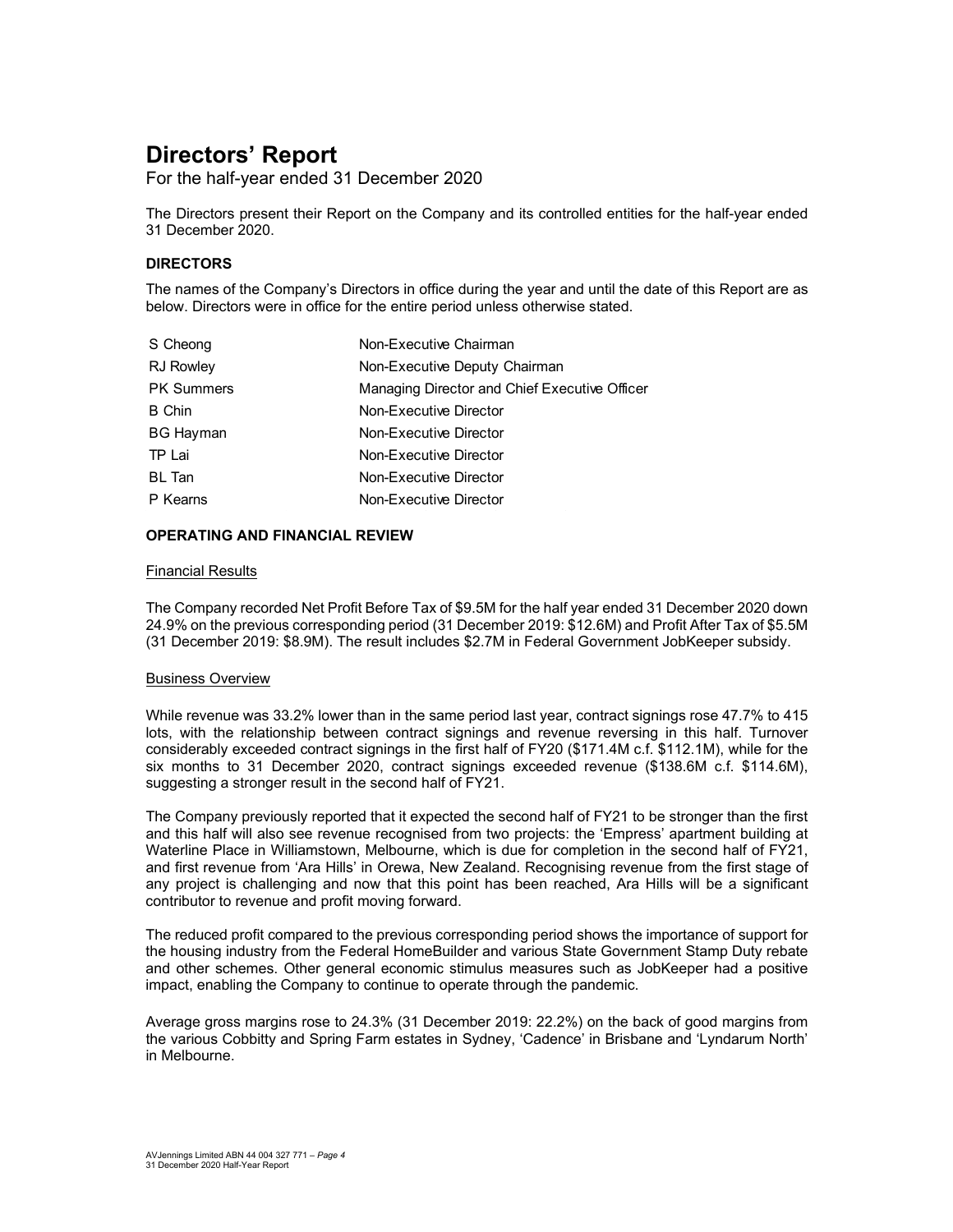# Directors' Report

For the half-year ended 31 December 2020

The Directors present their Report on the Company and its controlled entities for the half-year ended 31 December 2020.

### DIRECTORS

The names of the Company's Directors in office during the year and until the date of this Report are as below. Directors were in office for the entire period unless otherwise stated.

| | |
|---|---|
| S Cheong | Non-Executive Chairman |
| RJ Rowley | Non-Executive Deputy Chairman |
| PK Summers | Managing Director and Chief Executive Officer |
| B Chin | Non-Executive Director |
| BG Hayman | Non-Executive Director |
| TP Lai | Non-Executive Director |
| BL Tan | Non-Executive Director |
| P Kearns | Non-Executive Director |

### OPERATING AND FINANCIAL REVIEW

Financial Results

The Company recorded Net Profit Before Tax of $9.5M for the half year ended 31 December 2020 down 24.9% on the previous corresponding period (31 December 2019: $12.6M) and Profit After Tax of $5.5M (31 December 2019: $8.9M). The result includes $2.7M in Federal Government JobKeeper subsidy.

Business Overview

While revenue was 33.2% lower than in the same period last year, contract signings rose 47.7% to 415 lots, with the relationship between contract signings and revenue reversing in this half. Turnover considerably exceeded contract signings in the first half of FY20 ($171.4M c.f. $112.1M), while for the six months to 31 December 2020, contract signings exceeded revenue ($138.6M c.f. $114.6M), suggesting a stronger result in the second half of FY21.

The Company previously reported that it expected the second half of FY21 to be stronger than the first and this half will also see revenue recognised from two projects: the 'Empress' apartment building at Waterline Place in Williamstown, Melbourne, which is due for completion in the second half of FY21, and first revenue from 'Ara Hills' in Orewa, New Zealand. Recognising revenue from the first stage of any project is challenging and now that this point has been reached, Ara Hills will be a significant contributor to revenue and profit moving forward.

The reduced profit compared to the previous corresponding period shows the importance of support for the housing industry from the Federal HomeBuilder and various State Government Stamp Duty rebate and other schemes. Other general economic stimulus measures such as JobKeeper had a positive impact, enabling the Company to continue to operate through the pandemic.

Average gross margins rose to 24.3% (31 December 2019: 22.2%) on the back of good margins from the various Cobbitty and Spring Farm estates in Sydney, 'Cadence' in Brisbane and 'Lyndarum North' in Melbourne.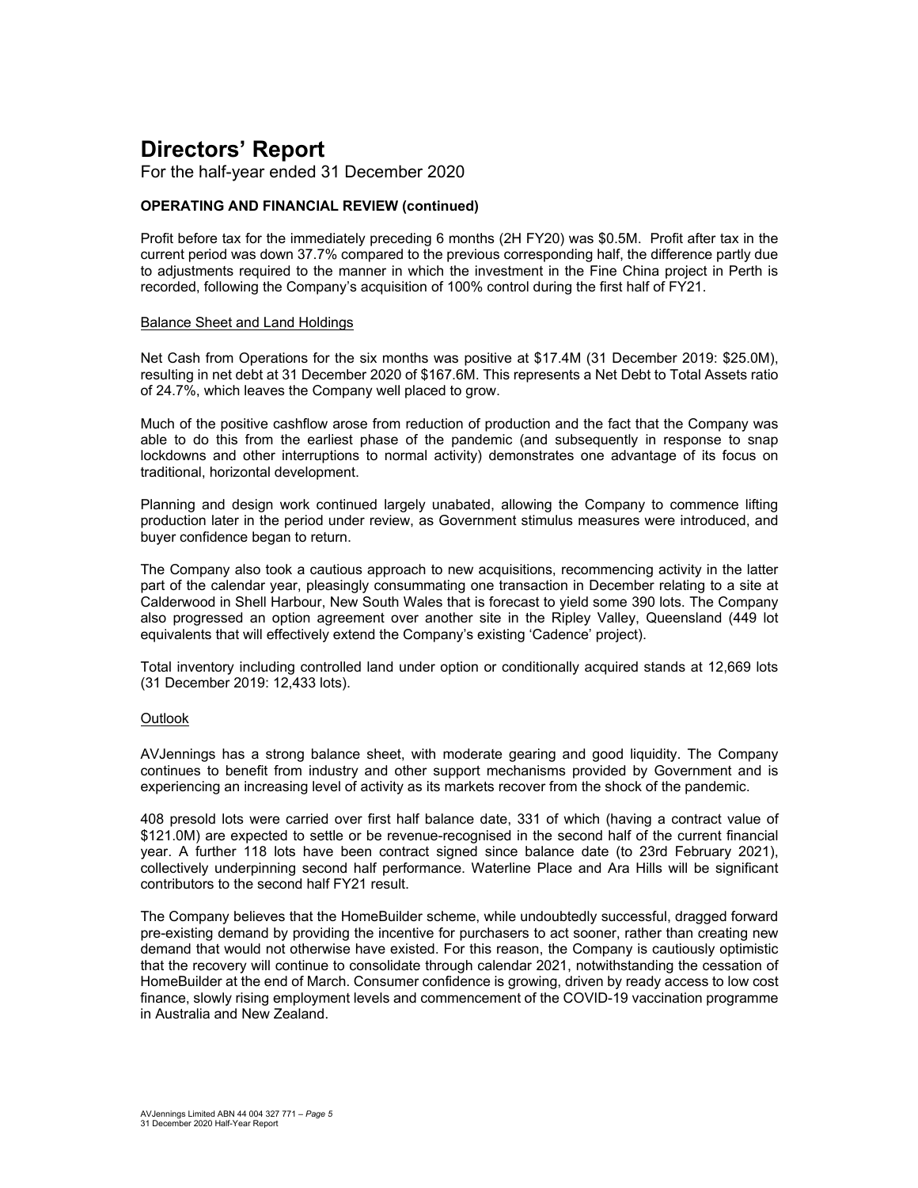# Directors' Report

For the half-year ended 31 December 2020

### OPERATING AND FINANCIAL REVIEW (continued)

Profit before tax for the immediately preceding 6 months (2H FY20) was $0.5M. Profit after tax in the current period was down 37.7% compared to the previous corresponding half, the difference partly due to adjustments required to the manner in which the investment in the Fine China project in Perth is recorded, following the Company's acquisition of 100% control during the first half of FY21.

#### Balance Sheet and Land Holdings

Net Cash from Operations for the six months was positive at $17.4M (31 December 2019: $25.0M), resulting in net debt at 31 December 2020 of $167.6M. This represents a Net Debt to Total Assets ratio of 24.7%, which leaves the Company well placed to grow.

Much of the positive cashflow arose from reduction of production and the fact that the Company was able to do this from the earliest phase of the pandemic (and subsequently in response to snap lockdowns and other interruptions to normal activity) demonstrates one advantage of its focus on traditional, horizontal development.

Planning and design work continued largely unabated, allowing the Company to commence lifting production later in the period under review, as Government stimulus measures were introduced, and buyer confidence began to return.

The Company also took a cautious approach to new acquisitions, recommencing activity in the latter part of the calendar year, pleasingly consummating one transaction in December relating to a site at Calderwood in Shell Harbour, New South Wales that is forecast to yield some 390 lots. The Company also progressed an option agreement over another site in the Ripley Valley, Queensland (449 lot equivalents that will effectively extend the Company's existing 'Cadence' project).

Total inventory including controlled land under option or conditionally acquired stands at 12,669 lots (31 December 2019: 12,433 lots).

#### Outlook

AVJennings has a strong balance sheet, with moderate gearing and good liquidity. The Company continues to benefit from industry and other support mechanisms provided by Government and is experiencing an increasing level of activity as its markets recover from the shock of the pandemic.

408 presold lots were carried over first half balance date, 331 of which (having a contract value of $121.0M) are expected to settle or be revenue-recognised in the second half of the current financial year. A further 118 lots have been contract signed since balance date (to 23rd February 2021), collectively underpinning second half performance. Waterline Place and Ara Hills will be significant contributors to the second half FY21 result.

The Company believes that the HomeBuilder scheme, while undoubtedly successful, dragged forward pre-existing demand by providing the incentive for purchasers to act sooner, rather than creating new demand that would not otherwise have existed. For this reason, the Company is cautiously optimistic that the recovery will continue to consolidate through calendar 2021, notwithstanding the cessation of HomeBuilder at the end of March. Consumer confidence is growing, driven by ready access to low cost finance, slowly rising employment levels and commencement of the COVID-19 vaccination programme in Australia and New Zealand.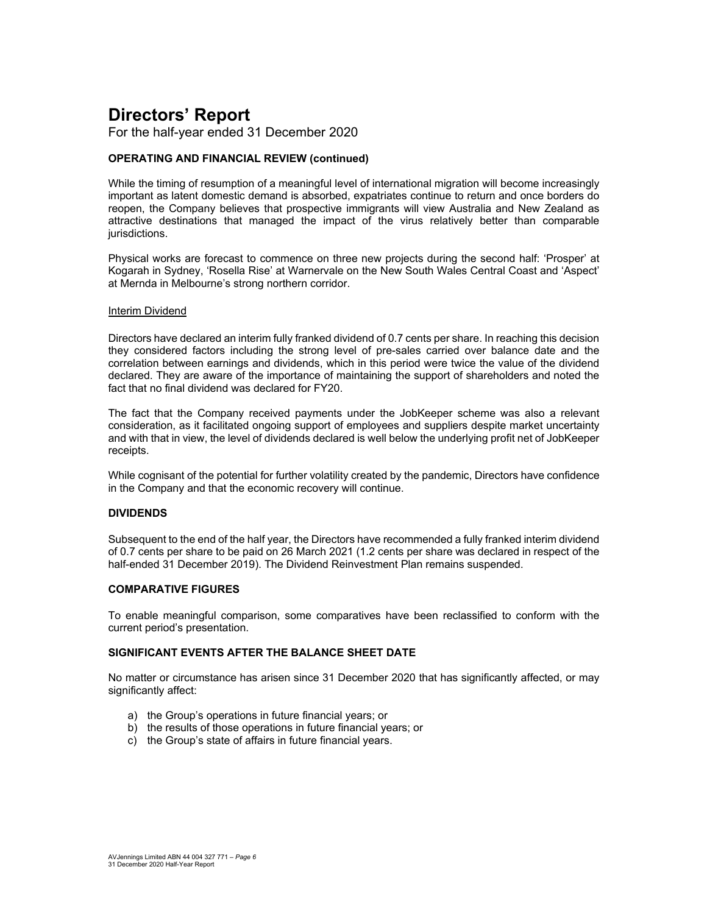# Directors' Report

For the half-year ended 31 December 2020

**OPERATING AND FINANCIAL REVIEW (continued)**

While the timing of resumption of a meaningful level of international migration will become increasingly important as latent domestic demand is absorbed, expatriates continue to return and once borders do reopen, the Company believes that prospective immigrants will view Australia and New Zealand as attractive destinations that managed the impact of the virus relatively better than comparable jurisdictions.

Physical works are forecast to commence on three new projects during the second half: 'Prosper' at Kogarah in Sydney, 'Rosella Rise' at Warnervale on the New South Wales Central Coast and 'Aspect' at Mernda in Melbourne's strong northern corridor.

<u>Interim Dividend</u>

Directors have declared an interim fully franked dividend of 0.7 cents per share. In reaching this decision they considered factors including the strong level of pre-sales carried over balance date and the correlation between earnings and dividends, which in this period were twice the value of the dividend declared. They are aware of the importance of maintaining the support of shareholders and noted the fact that no final dividend was declared for FY20.

The fact that the Company received payments under the JobKeeper scheme was also a relevant consideration, as it facilitated ongoing support of employees and suppliers despite market uncertainty and with that in view, the level of dividends declared is well below the underlying profit net of JobKeeper receipts.

While cognisant of the potential for further volatility created by the pandemic, Directors have confidence in the Company and that the economic recovery will continue.

**DIVIDENDS**

Subsequent to the end of the half year, the Directors have recommended a fully franked interim dividend of 0.7 cents per share to be paid on 26 March 2021 (1.2 cents per share was declared in respect of the half-ended 31 December 2019). The Dividend Reinvestment Plan remains suspended.

**COMPARATIVE FIGURES**

To enable meaningful comparison, some comparatives have been reclassified to conform with the current period's presentation.

**SIGNIFICANT EVENTS AFTER THE BALANCE SHEET DATE**

No matter or circumstance has arisen since 31 December 2020 that has significantly affected, or may significantly affect:

a) the Group's operations in future financial years; or
b) the results of those operations in future financial years; or
c) the Group's state of affairs in future financial years.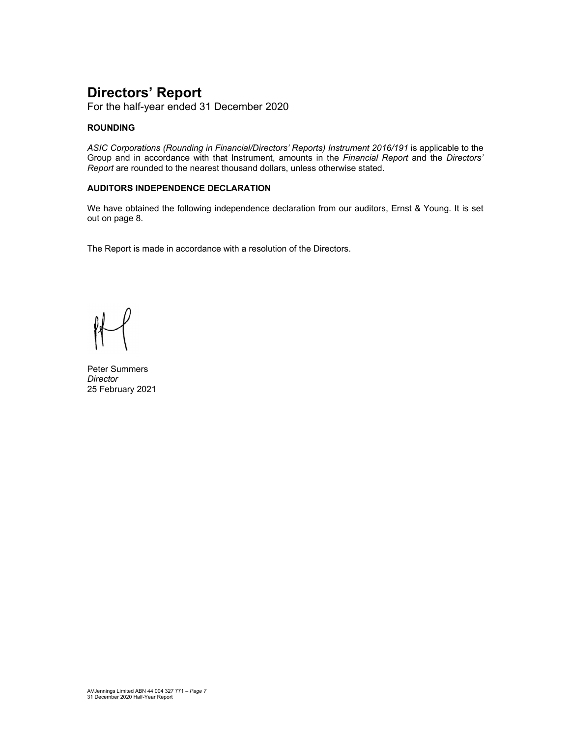# Directors' Report

For the half-year ended 31 December 2020

### ROUNDING

*ASIC Corporations (Rounding in Financial/Directors' Reports) Instrument 2016/191* is applicable to the Group and in accordance with that Instrument, amounts in the *Financial Report* and the *Directors' Report* are rounded to the nearest thousand dollars, unless otherwise stated.

### AUDITORS INDEPENDENCE DECLARATION

We have obtained the following independence declaration from our auditors, Ernst & Young. It is set out on page 8.

The Report is made in accordance with a resolution of the Directors.

Peter Summers
*Director*
25 February 2021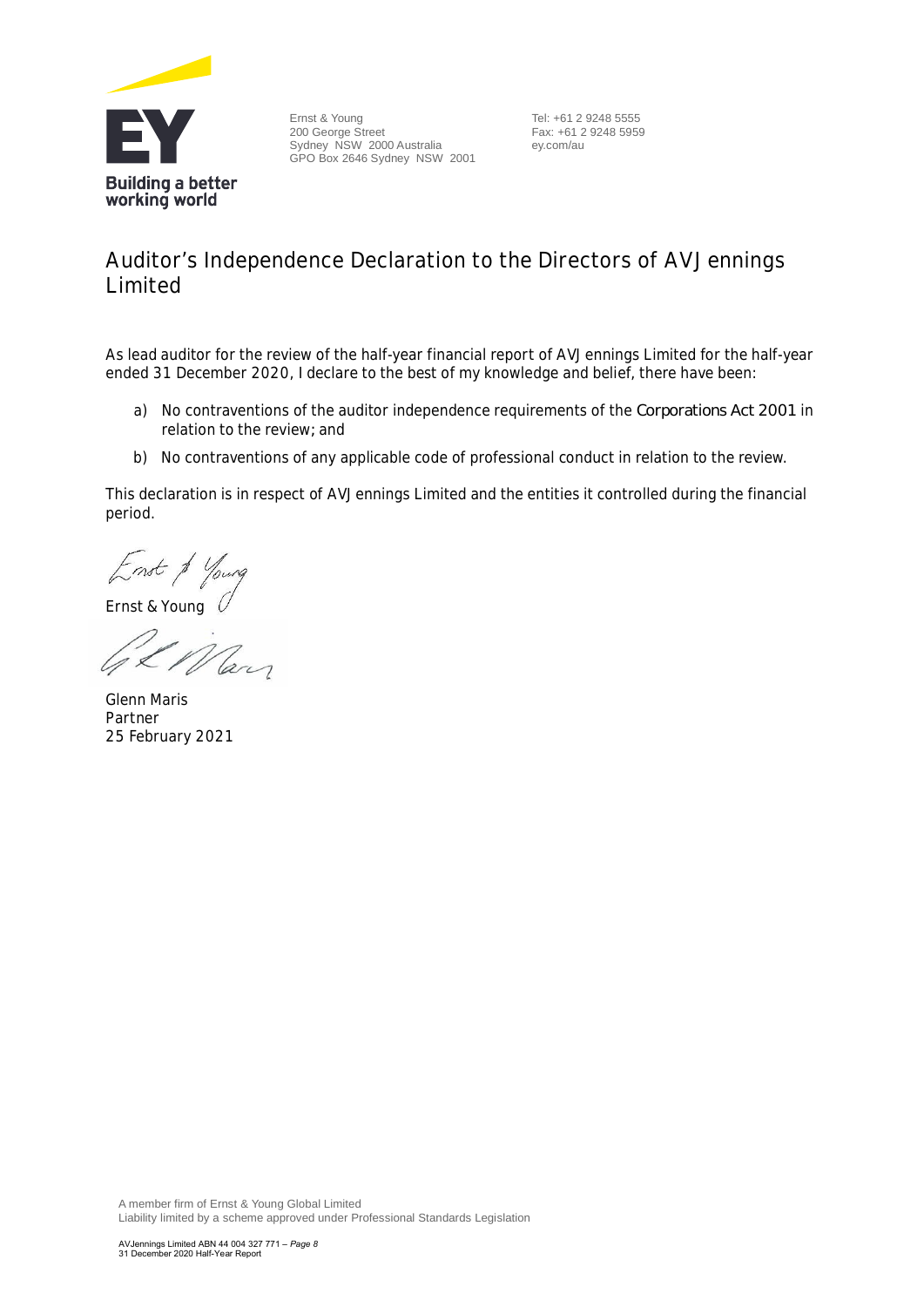Ernst & Young
200 George Street
Sydney NSW 2000 Australia
GPO Box 2646 Sydney NSW 2001

Tel: +61 2 9248 5555
Fax: +61 2 9248 5959
ey.com/au

# Auditor's Independence Declaration to the Directors of AVJennings Limited

As lead auditor for the review of the half-year financial report of AVJennings Limited for the half-year ended 31 December 2020, I declare to the best of my knowledge and belief, there have been:

a) No contraventions of the auditor independence requirements of the *Corporations Act 2001* in relation to the review; and

b) No contraventions of any applicable code of professional conduct in relation to the review.

This declaration is in respect of AVJennings Limited and the entities it controlled during the financial period.

Ernst & Young

Glenn Maris
Partner
25 February 2021

A member firm of Ernst & Young Global Limited
Liability limited by a scheme approved under Professional Standards Legislation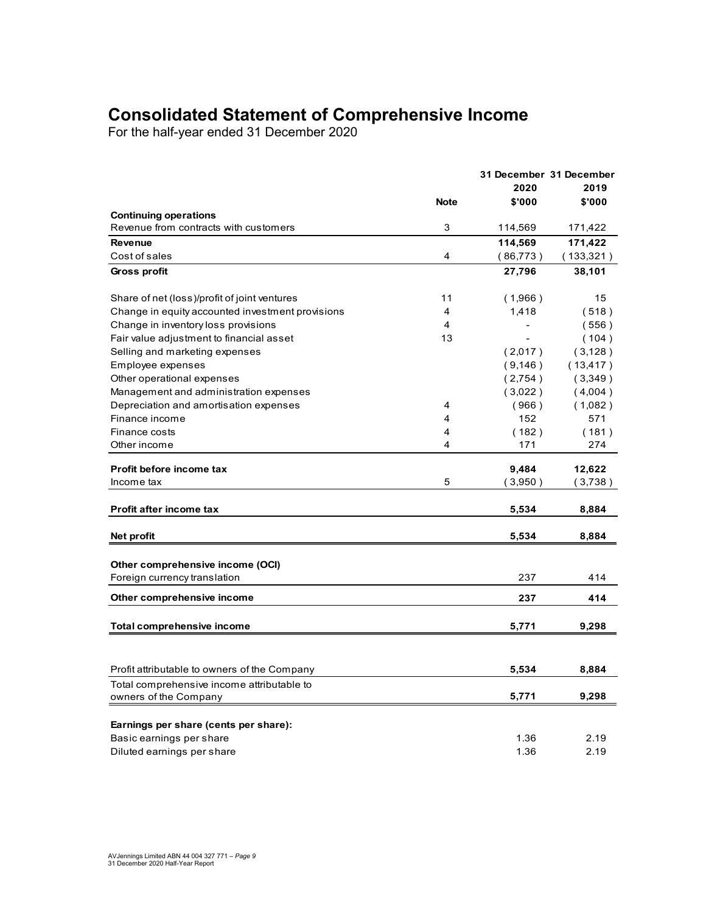# Consolidated Statement of Comprehensive Income

For the half-year ended 31 December 2020

| | Note | 31 December 2020 $'000 | 31 December 2019 $'000 |
|---|---|---|---|
| **Continuing operations** | | | |
| Revenue from contracts with customers | 3 | 114,569 | 171,422 |
| **Revenue** | | **114,569** | **171,422** |
| Cost of sales | 4 | ( 86,773 ) | ( 133,321 ) |
| **Gross profit** | | **27,796** | **38,101** |
| | | | |
| Share of net (loss)/profit of joint ventures | 11 | ( 1,966 ) | 15 |
| Change in equity accounted investment provisions | 4 | 1,418 | ( 518 ) |
| Change in inventory loss provisions | 4 | - | ( 556 ) |
| Fair value adjustment to financial asset | 13 | - | ( 104 ) |
| Selling and marketing expenses | | ( 2,017 ) | ( 3,128 ) |
| Employee expenses | | ( 9,146 ) | ( 13,417 ) |
| Other operational expenses | | ( 2,754 ) | ( 3,349 ) |
| Management and administration expenses | | ( 3,022 ) | ( 4,004 ) |
| Depreciation and amortisation expenses | 4 | ( 966 ) | ( 1,082 ) |
| Finance income | 4 | 152 | 571 |
| Finance costs | 4 | ( 182 ) | ( 181 ) |
| Other income | 4 | 171 | 274 |
| | | | |
| **Profit before income tax** | | **9,484** | **12,622** |
| Income tax | 5 | ( 3,950 ) | ( 3,738 ) |
| | | | |
| **Profit after income tax** | | **5,534** | **8,884** |
| | | | |
| **Net profit** | | **5,534** | **8,884** |
| | | | |
| **Other comprehensive income (OCI)** | | | |
| Foreign currency translation | | 237 | 414 |
| **Other comprehensive income** | | **237** | **414** |
| | | | |
| **Total comprehensive income** | | **5,771** | **9,298** |
| | | | |
| Profit attributable to owners of the Company | | **5,534** | **8,884** |
| Total comprehensive income attributable to owners of the Company | | **5,771** | **9,298** |
| | | | |
| **Earnings per share (cents per share):** | | | |
| Basic earnings per share | | 1.36 | 2.19 |
| Diluted earnings per share | | 1.36 | 2.19 |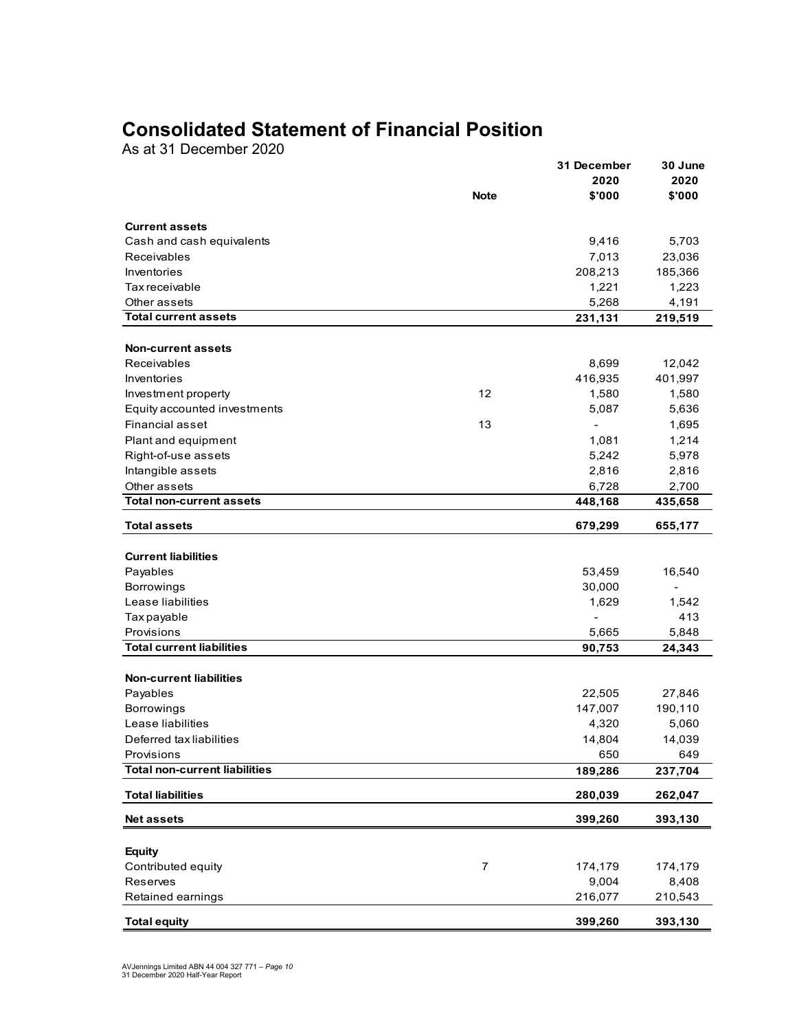# Consolidated Statement of Financial Position

As at 31 December 2020

| | Note | 31 December 2020 $'000 | 30 June 2020 $'000 |
|---|---|---|---|
| **Current assets** | | | |
| Cash and cash equivalents | | 9,416 | 5,703 |
| Receivables | | 7,013 | 23,036 |
| Inventories | | 208,213 | 185,366 |
| Tax receivable | | 1,221 | 1,223 |
| Other assets | | 5,268 | 4,191 |
| **Total current assets** | | **231,131** | **219,519** |
| **Non-current assets** | | | |
| Receivables | | 8,699 | 12,042 |
| Inventories | | 416,935 | 401,997 |
| Investment property | 12 | 1,580 | 1,580 |
| Equity accounted investments | | 5,087 | 5,636 |
| Financial asset | 13 | - | 1,695 |
| Plant and equipment | | 1,081 | 1,214 |
| Right-of-use assets | | 5,242 | 5,978 |
| Intangible assets | | 2,816 | 2,816 |
| Other assets | | 6,728 | 2,700 |
| **Total non-current assets** | | **448,168** | **435,658** |
| **Total assets** | | **679,299** | **655,177** |
| **Current liabilities** | | | |
| Payables | | 53,459 | 16,540 |
| Borrowings | | 30,000 | - |
| Lease liabilities | | 1,629 | 1,542 |
| Tax payable | | - | 413 |
| Provisions | | 5,665 | 5,848 |
| **Total current liabilities** | | **90,753** | **24,343** |
| **Non-current liabilities** | | | |
| Payables | | 22,505 | 27,846 |
| Borrowings | | 147,007 | 190,110 |
| Lease liabilities | | 4,320 | 5,060 |
| Deferred tax liabilities | | 14,804 | 14,039 |
| Provisions | | 650 | 649 |
| **Total non-current liabilities** | | **189,286** | **237,704** |
| **Total liabilities** | | **280,039** | **262,047** |
| **Net assets** | | **399,260** | **393,130** |
| **Equity** | | | |
| Contributed equity | 7 | 174,179 | 174,179 |
| Reserves | | 9,004 | 8,408 |
| Retained earnings | | 216,077 | 210,543 |
| **Total equity** | | **399,260** | **393,130** |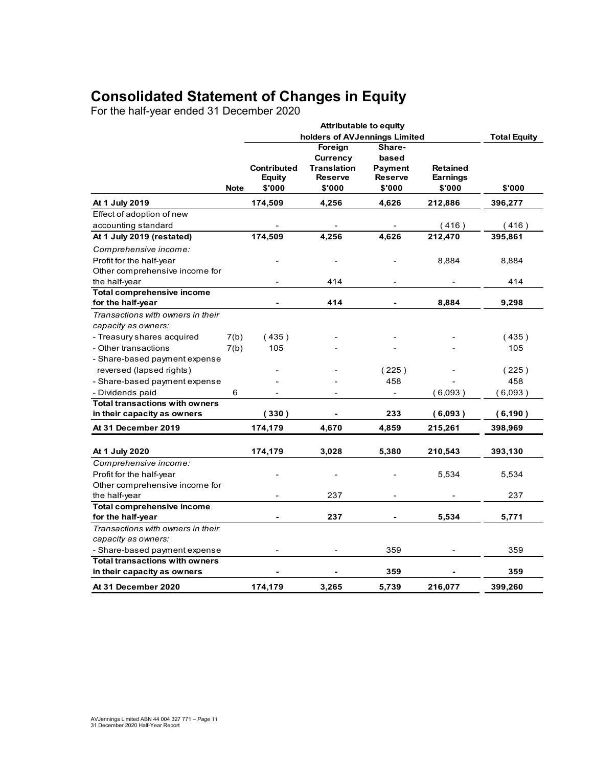# Consolidated Statement of Changes in Equity

For the half-year ended 31 December 2020

| | | Attributable to equity holders of AVJennings Limited | | | | Total Equity |
|---|---|---|---|---|---|---|
| | Note | Contributed Equity $'000 | Foreign Currency Translation Reserve $'000 | Share-based Payment Reserve $'000 | Retained Earnings $'000 | $'000 |
| **At 1 July 2019** | | **174,509** | **4,256** | **4,626** | **212,886** | **396,277** |
| Effect of adoption of new accounting standard | | - | - | - | ( 416 ) | ( 416 ) |
| **At 1 July 2019 (restated)** | | **174,509** | **4,256** | **4,626** | **212,470** | **395,861** |
| *Comprehensive income:* | | | | | | |
| Profit for the half-year | | - | - | - | 8,884 | 8,884 |
| Other comprehensive income for the half-year | | - | 414 | - | - | 414 |
| **Total comprehensive income for the half-year** | | **-** | **414** | **-** | **8,884** | **9,298** |
| *Transactions with owners in their capacity as owners:* | | | | | | |
| - Treasury shares acquired | 7(b) | ( 435 ) | - | - | - | ( 435 ) |
| - Other transactions | 7(b) | 105 | - | - | - | 105 |
| - Share-based payment expense reversed (lapsed rights) | | - | - | ( 225 ) | - | ( 225 ) |
| - Share-based payment expense | | - | - | 458 | - | 458 |
| - Dividends paid | 6 | - | - | - | ( 6,093 ) | ( 6,093 ) |
| **Total transactions with owners in their capacity as owners** | | **( 330 )** | **-** | **233** | **( 6,093 )** | **( 6,190 )** |
| **At 31 December 2019** | | **174,179** | **4,670** | **4,859** | **215,261** | **398,969** |
| | | | | | | |
| **At 1 July 2020** | | **174,179** | **3,028** | **5,380** | **210,543** | **393,130** |
| *Comprehensive income:* | | | | | | |
| Profit for the half-year | | - | - | - | 5,534 | 5,534 |
| Other comprehensive income for the half-year | | - | 237 | - | - | 237 |
| **Total comprehensive income for the half-year** | | **-** | **237** | **-** | **5,534** | **5,771** |
| *Transactions with owners in their capacity as owners:* | | | | | | |
| - Share-based payment expense | | - | - | 359 | - | 359 |
| **Total transactions with owners in their capacity as owners** | | **-** | **-** | **359** | **-** | **359** |
| **At 31 December 2020** | | **174,179** | **3,265** | **5,739** | **216,077** | **399,260** |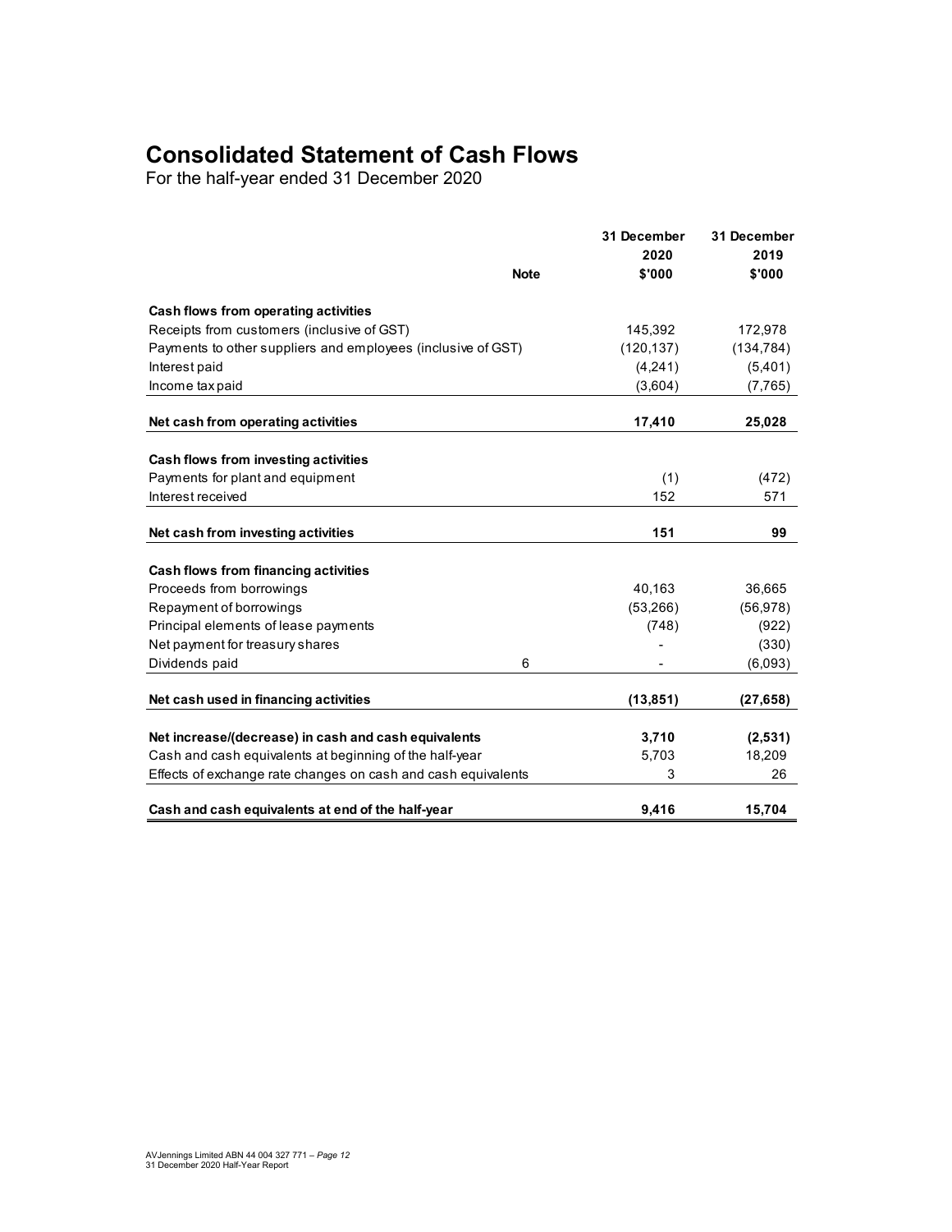# Consolidated Statement of Cash Flows

For the half-year ended 31 December 2020

| | Note | 31 December 2020 $'000 | 31 December 2019 $'000 |
|---|---|---|---|
| **Cash flows from operating activities** | | | |
| Receipts from customers (inclusive of GST) | | 145,392 | 172,978 |
| Payments to other suppliers and employees (inclusive of GST) | | (120,137) | (134,784) |
| Interest paid | | (4,241) | (5,401) |
| Income tax paid | | (3,604) | (7,765) |
| **Net cash from operating activities** | | **17,410** | **25,028** |
| **Cash flows from investing activities** | | | |
| Payments for plant and equipment | | (1) | (472) |
| Interest received | | 152 | 571 |
| **Net cash from investing activities** | | **151** | **99** |
| **Cash flows from financing activities** | | | |
| Proceeds from borrowings | | 40,163 | 36,665 |
| Repayment of borrowings | | (53,266) | (56,978) |
| Principal elements of lease payments | | (748) | (922) |
| Net payment for treasury shares | | - | (330) |
| Dividends paid | 6 | - | (6,093) |
| **Net cash used in financing activities** | | **(13,851)** | **(27,658)** |
| **Net increase/(decrease) in cash and cash equivalents** | | **3,710** | **(2,531)** |
| Cash and cash equivalents at beginning of the half-year | | 5,703 | 18,209 |
| Effects of exchange rate changes on cash and cash equivalents | | 3 | 26 |
| **Cash and cash equivalents at end of the half-year** | | **9,416** | **15,704** |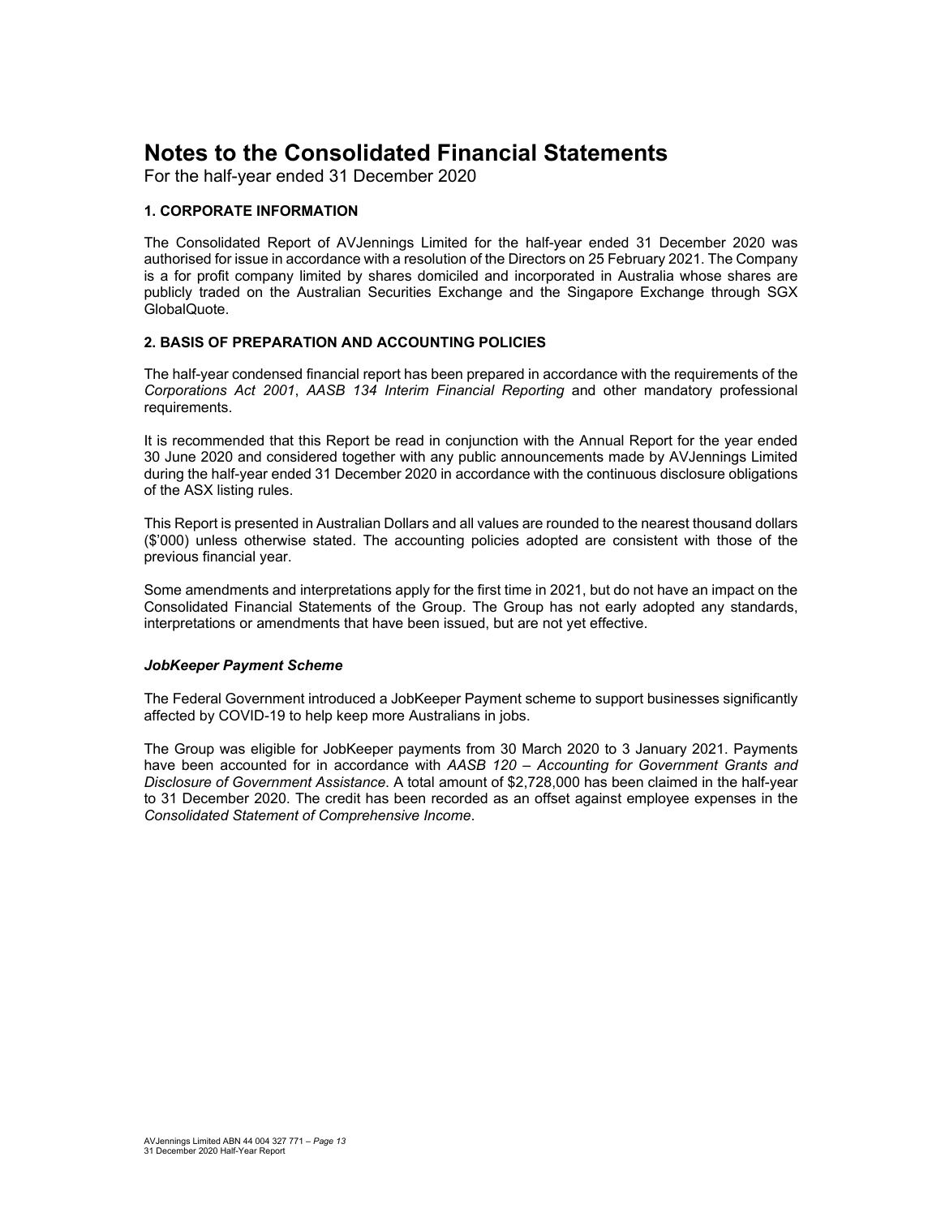# Notes to the Consolidated Financial Statements

For the half-year ended 31 December 2020

## 1. CORPORATE INFORMATION

The Consolidated Report of AVJennings Limited for the half-year ended 31 December 2020 was authorised for issue in accordance with a resolution of the Directors on 25 February 2021. The Company is a for profit company limited by shares domiciled and incorporated in Australia whose shares are publicly traded on the Australian Securities Exchange and the Singapore Exchange through SGX GlobalQuote.

## 2. BASIS OF PREPARATION AND ACCOUNTING POLICIES

The half-year condensed financial report has been prepared in accordance with the requirements of the *Corporations Act 2001*, *AASB 134 Interim Financial Reporting* and other mandatory professional requirements.

It is recommended that this Report be read in conjunction with the Annual Report for the year ended 30 June 2020 and considered together with any public announcements made by AVJennings Limited during the half-year ended 31 December 2020 in accordance with the continuous disclosure obligations of the ASX listing rules.

This Report is presented in Australian Dollars and all values are rounded to the nearest thousand dollars ($'000) unless otherwise stated. The accounting policies adopted are consistent with those of the previous financial year.

Some amendments and interpretations apply for the first time in 2021, but do not have an impact on the Consolidated Financial Statements of the Group. The Group has not early adopted any standards, interpretations or amendments that have been issued, but are not yet effective.

### *JobKeeper Payment Scheme*

The Federal Government introduced a JobKeeper Payment scheme to support businesses significantly affected by COVID-19 to help keep more Australians in jobs.

The Group was eligible for JobKeeper payments from 30 March 2020 to 3 January 2021. Payments have been accounted for in accordance with *AASB 120 – Accounting for Government Grants and Disclosure of Government Assistance*. A total amount of $2,728,000 has been claimed in the half-year to 31 December 2020. The credit has been recorded as an offset against employee expenses in the *Consolidated Statement of Comprehensive Income*.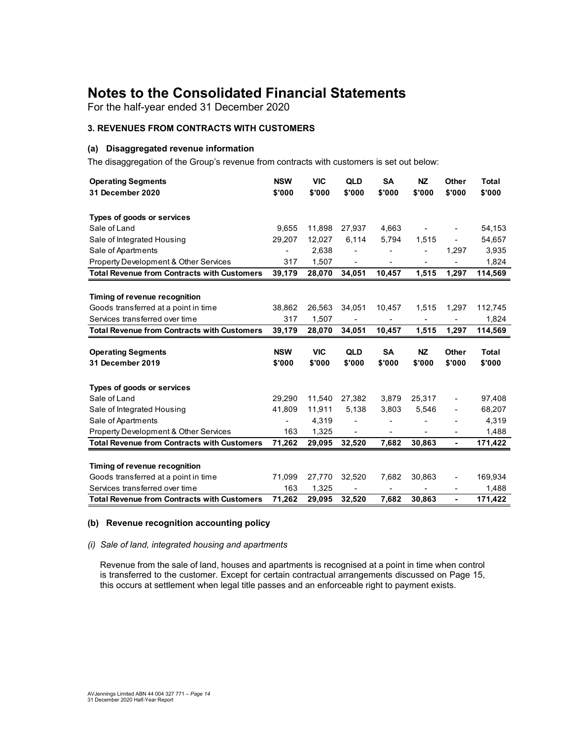# Notes to the Consolidated Financial Statements

For the half-year ended 31 December 2020

### 3. REVENUES FROM CONTRACTS WITH CUSTOMERS

#### (a) Disaggregated revenue information

The disaggregation of the Group's revenue from contracts with customers is set out below:

| Operating Segments<br>31 December 2020 | NSW<br>$'000 | VIC<br>$'000 | QLD<br>$'000 | SA<br>$'000 | NZ<br>$'000 | Other<br>$'000 | Total<br>$'000 |
|---|---|---|---|---|---|---|---|
| **Types of goods or services** | | | | | | | |
| Sale of Land | 9,655 | 11,898 | 27,937 | 4,663 | - | - | 54,153 |
| Sale of Integrated Housing | 29,207 | 12,027 | 6,114 | 5,794 | 1,515 | - | 54,657 |
| Sale of Apartments | - | 2,638 | - | - | - | 1,297 | 3,935 |
| Property Development & Other Services | 317 | 1,507 | - | - | - | - | 1,824 |
| **Total Revenue from Contracts with Customers** | **39,179** | **28,070** | **34,051** | **10,457** | **1,515** | **1,297** | **114,569** |
| **Timing of revenue recognition** | | | | | | | |
| Goods transferred at a point in time | 38,862 | 26,563 | 34,051 | 10,457 | 1,515 | 1,297 | 112,745 |
| Services transferred over time | 317 | 1,507 | - | - | - | - | 1,824 |
| **Total Revenue from Contracts with Customers** | **39,179** | **28,070** | **34,051** | **10,457** | **1,515** | **1,297** | **114,569** |

| Operating Segments<br>31 December 2019 | NSW<br>$'000 | VIC<br>$'000 | QLD<br>$'000 | SA<br>$'000 | NZ<br>$'000 | Other<br>$'000 | Total<br>$'000 |
|---|---|---|---|---|---|---|---|
| **Types of goods or services** | | | | | | | |
| Sale of Land | 29,290 | 11,540 | 27,382 | 3,879 | 25,317 | - | 97,408 |
| Sale of Integrated Housing | 41,809 | 11,911 | 5,138 | 3,803 | 5,546 | - | 68,207 |
| Sale of Apartments | - | 4,319 | - | - | - | - | 4,319 |
| Property Development & Other Services | 163 | 1,325 | - | - | - | - | 1,488 |
| **Total Revenue from Contracts with Customers** | **71,262** | **29,095** | **32,520** | **7,682** | **30,863** | **-** | **171,422** |
| **Timing of revenue recognition** | | | | | | | |
| Goods transferred at a point in time | 71,099 | 27,770 | 32,520 | 7,682 | 30,863 | - | 169,934 |
| Services transferred over time | 163 | 1,325 | - | - | - | - | 1,488 |
| **Total Revenue from Contracts with Customers** | **71,262** | **29,095** | **32,520** | **7,682** | **30,863** | **-** | **171,422** |

#### (b) Revenue recognition accounting policy

*(i) Sale of land, integrated housing and apartments*

Revenue from the sale of land, houses and apartments is recognised at a point in time when control is transferred to the customer. Except for certain contractual arrangements discussed on Page 15, this occurs at settlement when legal title passes and an enforceable right to payment exists.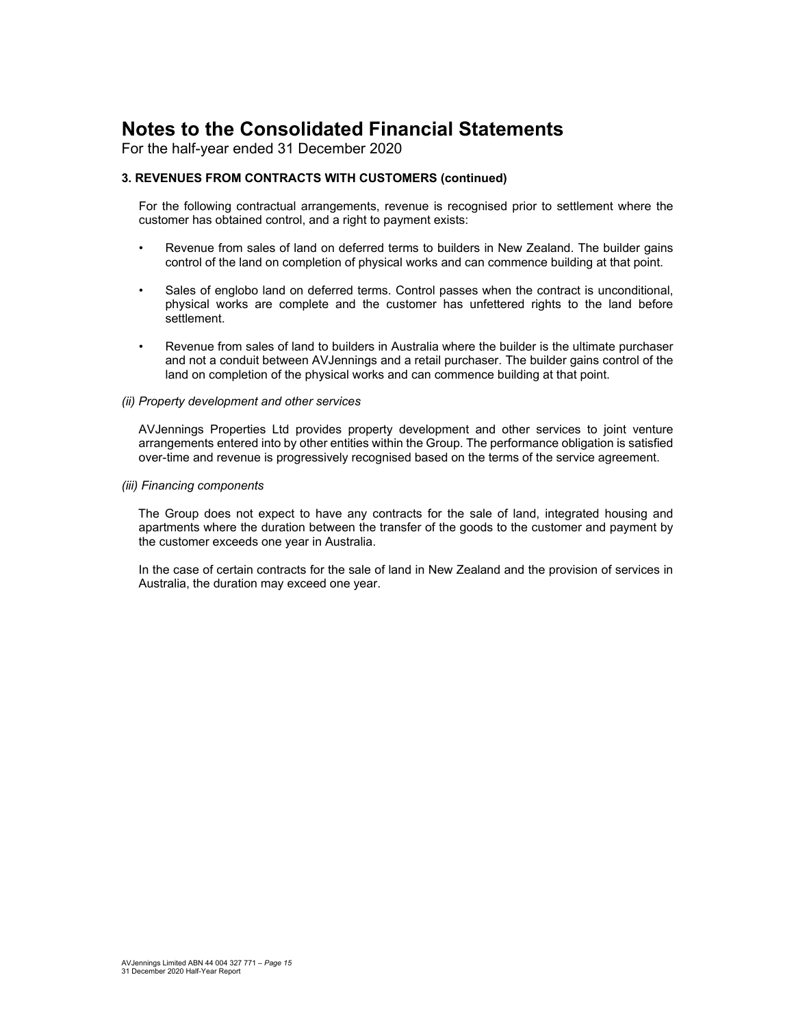# Notes to the Consolidated Financial Statements

For the half-year ended 31 December 2020

### 3. REVENUES FROM CONTRACTS WITH CUSTOMERS (continued)

For the following contractual arrangements, revenue is recognised prior to settlement where the customer has obtained control, and a right to payment exists:

- Revenue from sales of land on deferred terms to builders in New Zealand. The builder gains control of the land on completion of physical works and can commence building at that point.
- Sales of englobo land on deferred terms. Control passes when the contract is unconditional, physical works are complete and the customer has unfettered rights to the land before settlement.
- Revenue from sales of land to builders in Australia where the builder is the ultimate purchaser and not a conduit between AVJennings and a retail purchaser. The builder gains control of the land on completion of the physical works and can commence building at that point.

*(ii) Property development and other services*

AVJennings Properties Ltd provides property development and other services to joint venture arrangements entered into by other entities within the Group. The performance obligation is satisfied over-time and revenue is progressively recognised based on the terms of the service agreement.

*(iii) Financing components*

The Group does not expect to have any contracts for the sale of land, integrated housing and apartments where the duration between the transfer of the goods to the customer and payment by the customer exceeds one year in Australia.

In the case of certain contracts for the sale of land in New Zealand and the provision of services in Australia, the duration may exceed one year.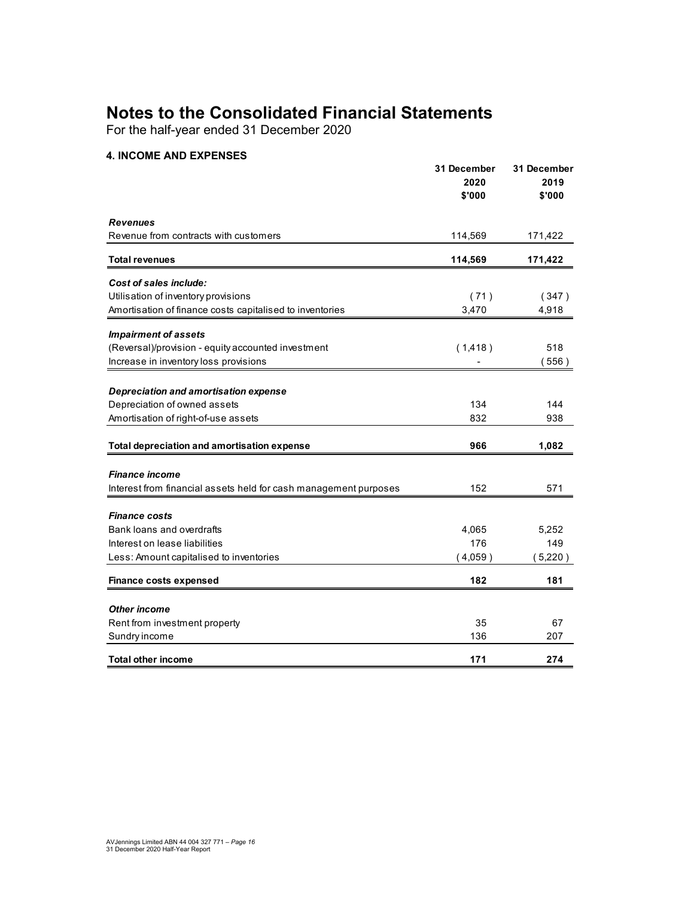# Notes to the Consolidated Financial Statements

For the half-year ended 31 December 2020

## 4. INCOME AND EXPENSES

| | 31 December 2020 $'000 | 31 December 2019 $'000 |
|---|---|---|
| ***Revenues*** | | |
| Revenue from contracts with customers | 114,569 | 171,422 |
| **Total revenues** | **114,569** | **171,422** |
| ***Cost of sales include:*** | | |
| Utilisation of inventory provisions | ( 71 ) | ( 347 ) |
| Amortisation of finance costs capitalised to inventories | 3,470 | 4,918 |
| ***Impairment of assets*** | | |
| (Reversal)/provision - equity accounted investment | ( 1,418 ) | 518 |
| Increase in inventory loss provisions | - | ( 556 ) |
| ***Depreciation and amortisation expense*** | | |
| Depreciation of owned assets | 134 | 144 |
| Amortisation of right-of-use assets | 832 | 938 |
| **Total depreciation and amortisation expense** | **966** | **1,082** |
| ***Finance income*** | | |
| Interest from financial assets held for cash management purposes | 152 | 571 |
| ***Finance costs*** | | |
| Bank loans and overdrafts | 4,065 | 5,252 |
| Interest on lease liabilities | 176 | 149 |
| Less: Amount capitalised to inventories | ( 4,059 ) | ( 5,220 ) |
| **Finance costs expensed** | **182** | **181** |
| ***Other income*** | | |
| Rent from investment property | 35 | 67 |
| Sundry income | 136 | 207 |
| **Total other income** | **171** | **274** |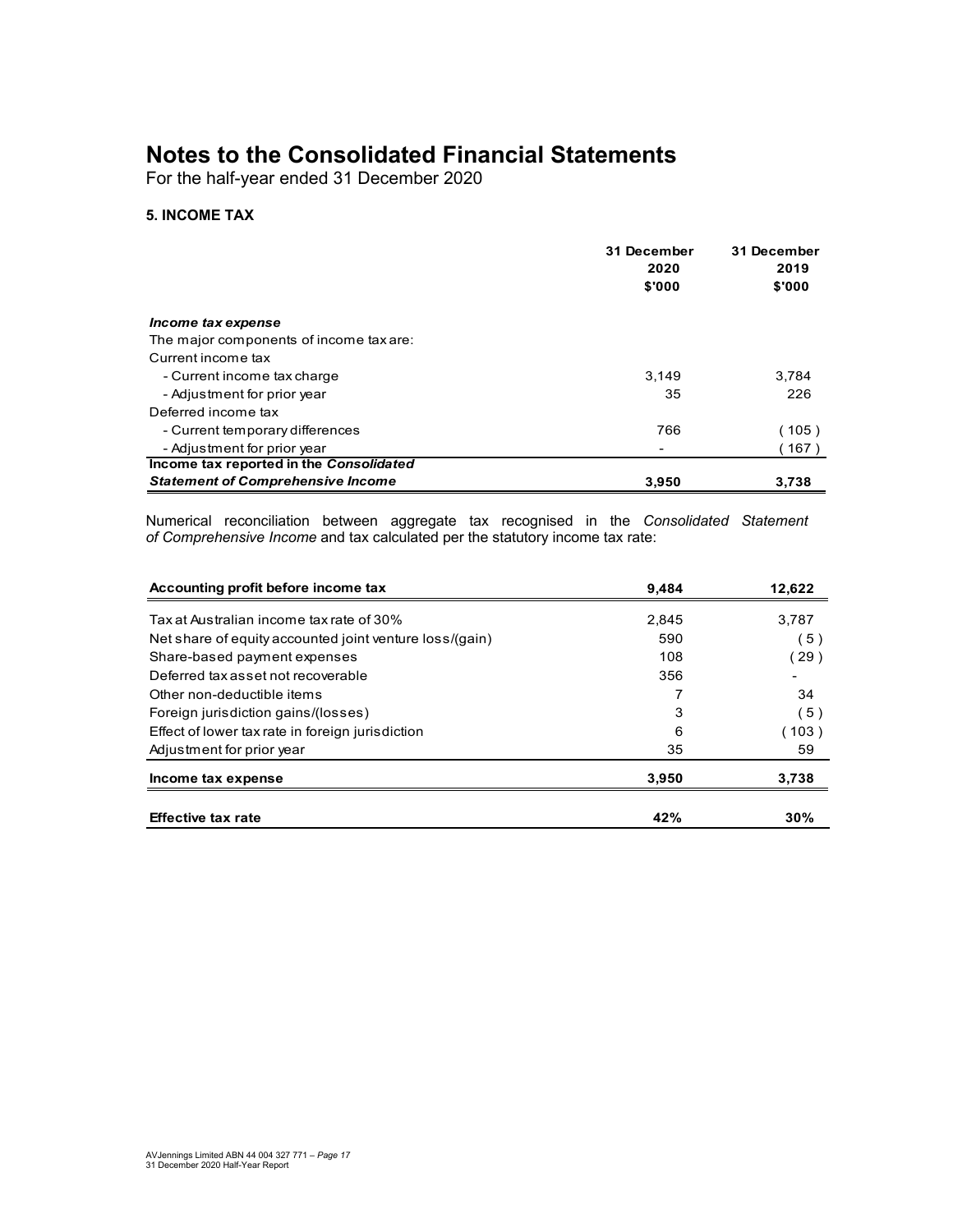# Notes to the Consolidated Financial Statements

For the half-year ended 31 December 2020

### 5. INCOME TAX

| | 31 December 2020 $'000 | 31 December 2019 $'000 |
|---|---|---|
| ***Income tax expense*** | | |
| The major components of income tax are: | | |
| Current income tax | | |
| - Current income tax charge | 3,149 | 3,784 |
| - Adjustment for prior year | 35 | 226 |
| Deferred income tax | | |
| - Current temporary differences | 766 | ( 105 ) |
| - Adjustment for prior year | - | ( 167 ) |
| **Income tax reported in the *Consolidated Statement of Comprehensive Income*** | **3,950** | **3,738** |

Numerical reconciliation between aggregate tax recognised in the *Consolidated Statement of Comprehensive Income* and tax calculated per the statutory income tax rate:

| | | |
|---|---|---|
| **Accounting profit before income tax** | **9,484** | **12,622** |
| Tax at Australian income tax rate of 30% | 2,845 | 3,787 |
| Net share of equity accounted joint venture loss/(gain) | 590 | ( 5 ) |
| Share-based payment expenses | 108 | ( 29 ) |
| Deferred tax asset not recoverable | 356 | - |
| Other non-deductible items | 7 | 34 |
| Foreign jurisdiction gains/(losses) | 3 | ( 5 ) |
| Effect of lower tax rate in foreign jurisdiction | 6 | ( 103 ) |
| Adjustment for prior year | 35 | 59 |
| **Income tax expense** | **3,950** | **3,738** |
| **Effective tax rate** | **42%** | **30%** |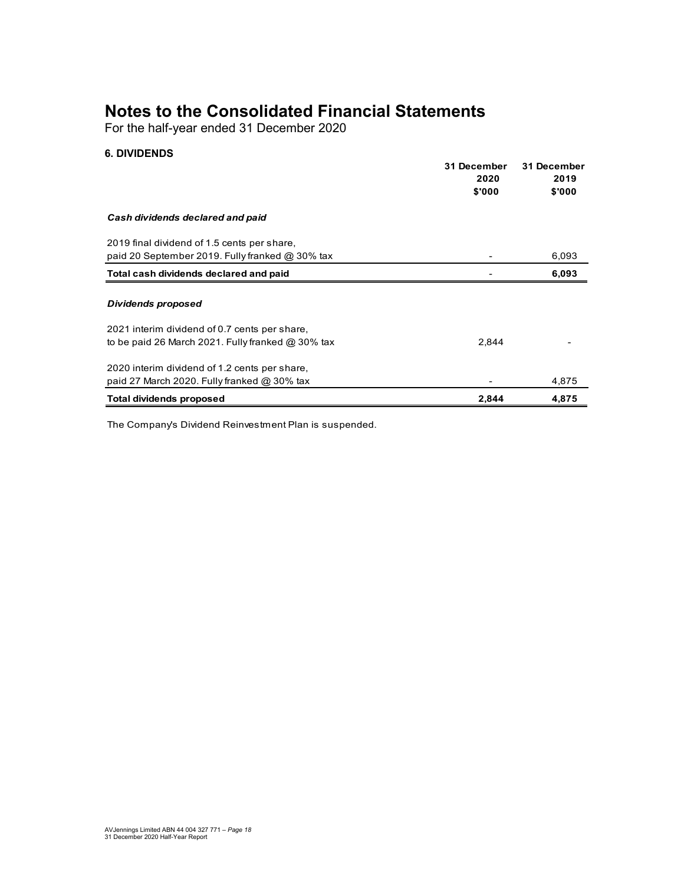# Notes to the Consolidated Financial Statements

For the half-year ended 31 December 2020

### 6. DIVIDENDS

| | 31 December 2020 $'000 | 31 December 2019 $'000 |
|---|---|---|
| ***Cash dividends declared and paid*** | | |
| 2019 final dividend of 1.5 cents per share, paid 20 September 2019. Fully franked @ 30% tax | - | 6,093 |
| **Total cash dividends declared and paid** | **-** | **6,093** |
| ***Dividends proposed*** | | |
| 2021 interim dividend of 0.7 cents per share, to be paid 26 March 2021. Fully franked @ 30% tax | 2,844 | - |
| 2020 interim dividend of 1.2 cents per share, paid 27 March 2020. Fully franked @ 30% tax | - | 4,875 |
| **Total dividends proposed** | **2,844** | **4,875** |

The Company's Dividend Reinvestment Plan is suspended.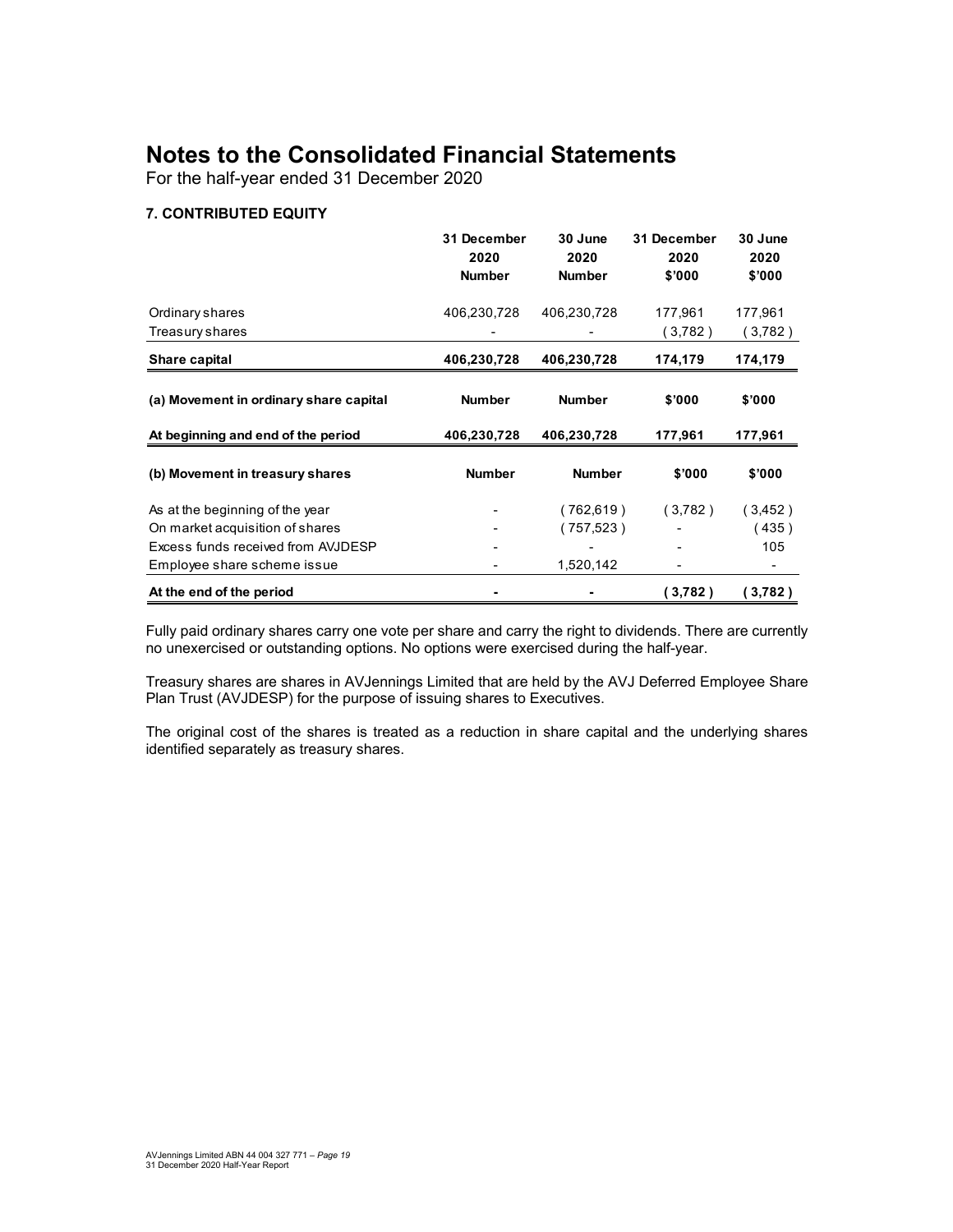# Notes to the Consolidated Financial Statements

For the half-year ended 31 December 2020

### 7. CONTRIBUTED EQUITY

| | 31 December 2020 Number | 30 June 2020 Number | 31 December 2020 $'000 | 30 June 2020 $'000 |
|---|---|---|---|---|
| Ordinary shares | 406,230,728 | 406,230,728 | 177,961 | 177,961 |
| Treasury shares | - | - | ( 3,782 ) | ( 3,782 ) |
| **Share capital** | **406,230,728** | **406,230,728** | **174,179** | **174,179** |

| **(a) Movement in ordinary share capital** | **Number** | **Number** | **$'000** | **$'000** |
|---|---|---|---|---|
| **At beginning and end of the period** | **406,230,728** | **406,230,728** | **177,961** | **177,961** |

| **(b) Movement in treasury shares** | **Number** | **Number** | **$'000** | **$'000** |
|---|---|---|---|---|
| As at the beginning of the year | - | ( 762,619 ) | ( 3,782 ) | ( 3,452 ) |
| On market acquisition of shares | - | ( 757,523 ) | - | ( 435 ) |
| Excess funds received from AVJDESP | - | - | - | 105 |
| Employee share scheme issue | - | 1,520,142 | - | - |
| **At the end of the period** | **-** | **-** | **( 3,782 )** | **( 3,782 )** |

Fully paid ordinary shares carry one vote per share and carry the right to dividends. There are currently no unexercised or outstanding options. No options were exercised during the half-year.

Treasury shares are shares in AVJennings Limited that are held by the AVJ Deferred Employee Share Plan Trust (AVJDESP) for the purpose of issuing shares to Executives.

The original cost of the shares is treated as a reduction in share capital and the underlying shares identified separately as treasury shares.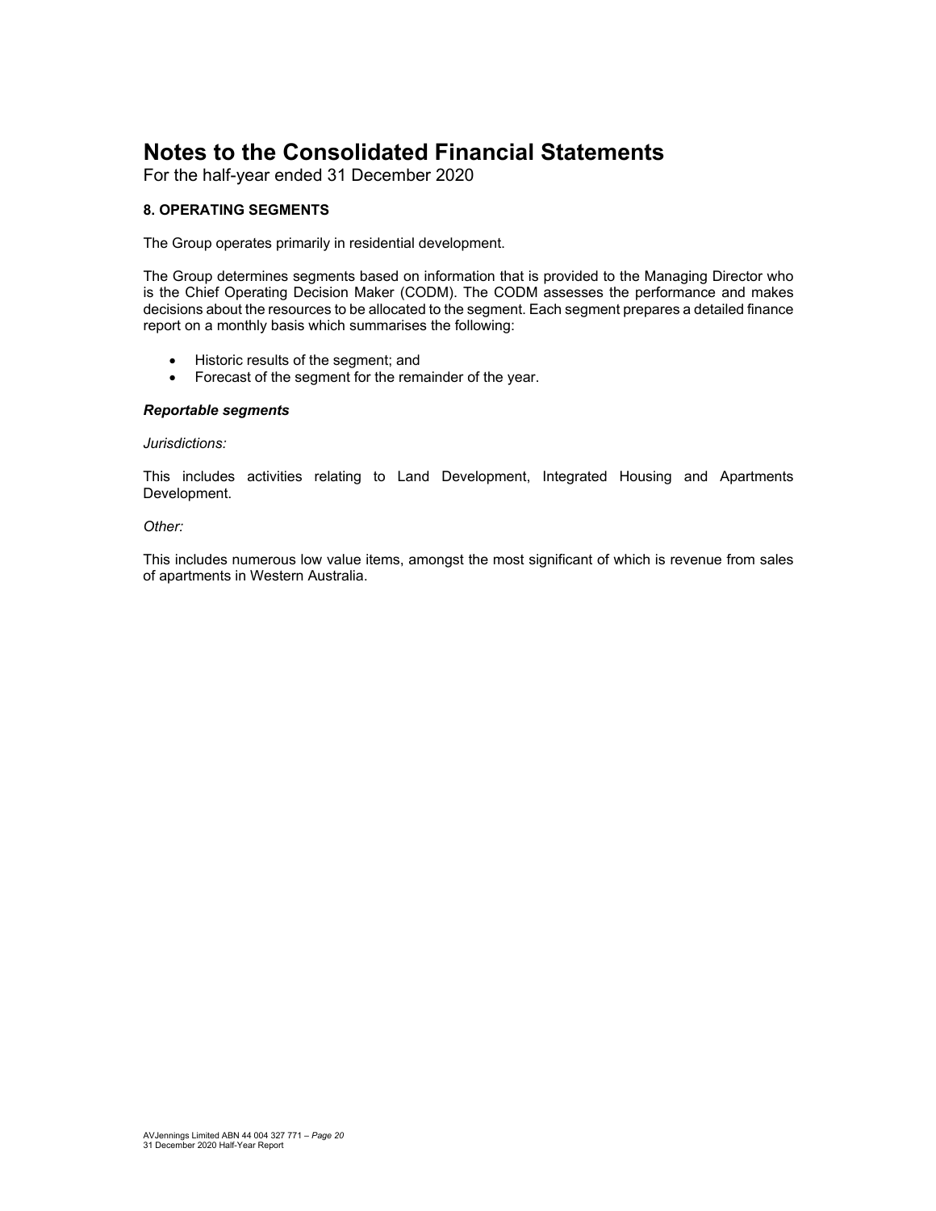# Notes to the Consolidated Financial Statements

For the half-year ended 31 December 2020

### 8. OPERATING SEGMENTS

The Group operates primarily in residential development.

The Group determines segments based on information that is provided to the Managing Director who is the Chief Operating Decision Maker (CODM). The CODM assesses the performance and makes decisions about the resources to be allocated to the segment. Each segment prepares a detailed finance report on a monthly basis which summarises the following:

- Historic results of the segment; and
- Forecast of the segment for the remainder of the year.

***Reportable segments***

*Jurisdictions:*

This includes activities relating to Land Development, Integrated Housing and Apartments Development.

*Other:*

This includes numerous low value items, amongst the most significant of which is revenue from sales of apartments in Western Australia.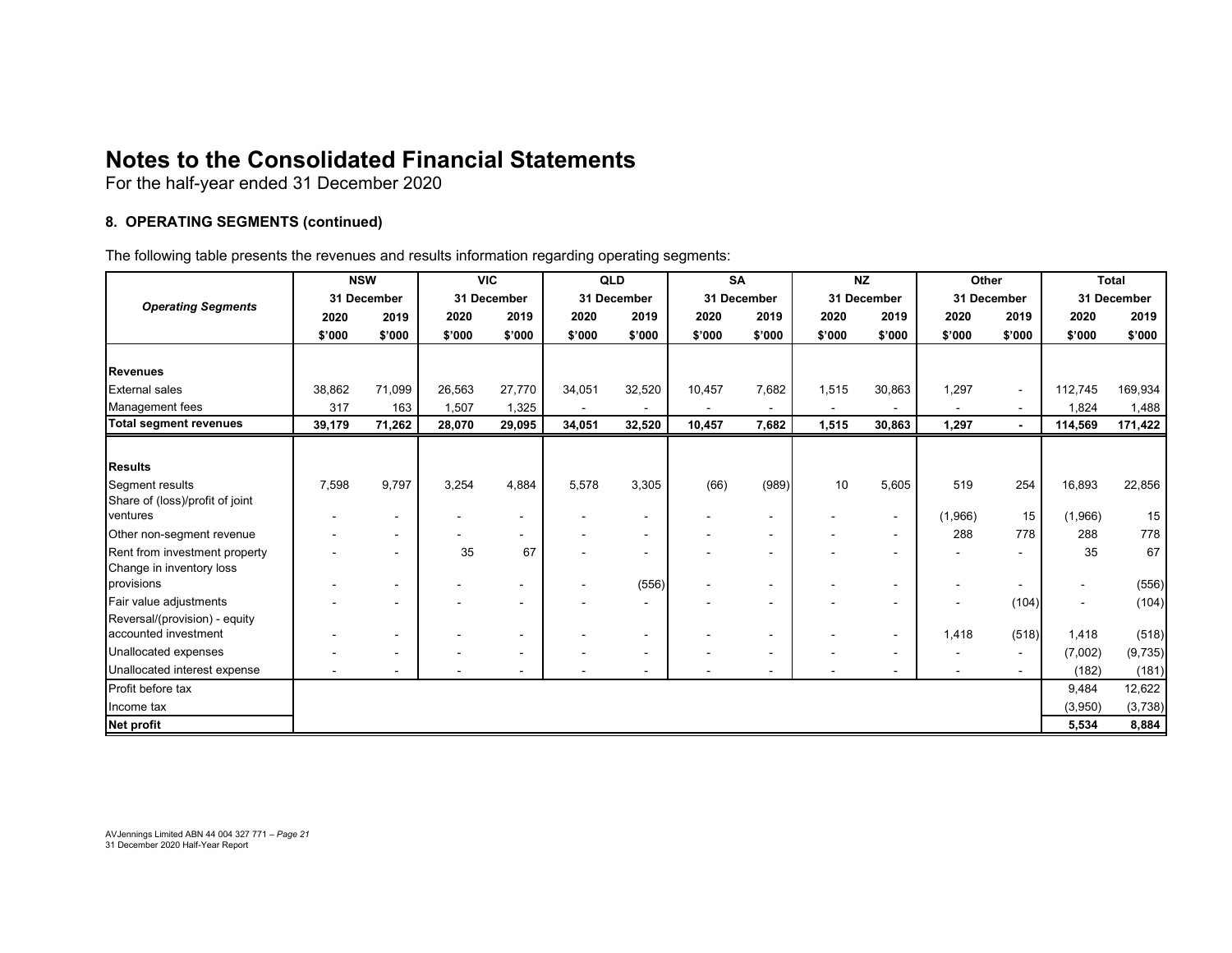# Notes to the Consolidated Financial Statements

For the half-year ended 31 December 2020

### 8. OPERATING SEGMENTS (continued)

The following table presents the revenues and results information regarding operating segments:

| Operating Segments | NSW | | VIC | | QLD | | SA | | NZ | | Other | | Total | |
|---|---|---|---|---|---|---|---|---|---|---|---|---|---|---|
| | 31 December | | 31 December | | 31 December | | 31 December | | 31 December | | 31 December | | 31 December | |
| | 2020 | 2019 | 2020 | 2019 | 2020 | 2019 | 2020 | 2019 | 2020 | 2019 | 2020 | 2019 | 2020 | 2019 |
| | $'000 | $'000 | $'000 | $'000 | $'000 | $'000 | $'000 | $'000 | $'000 | $'000 | $'000 | $'000 | $'000 | $'000 |
| **Revenues** | | | | | | | | | | | | | | |
| External sales | 38,862 | 71,099 | 26,563 | 27,770 | 34,051 | 32,520 | 10,457 | 7,682 | 1,515 | 30,863 | 1,297 | - | 112,745 | 169,934 |
| Management fees | 317 | 163 | 1,507 | 1,325 | - | - | - | - | - | - | - | - | 1,824 | 1,488 |
| **Total segment revenues** | **39,179** | **71,262** | **28,070** | **29,095** | **34,051** | **32,520** | **10,457** | **7,682** | **1,515** | **30,863** | **1,297** | **-** | **114,569** | **171,422** |
| **Results** | | | | | | | | | | | | | | |
| Segment results | 7,598 | 9,797 | 3,254 | 4,884 | 5,578 | 3,305 | (66) | (989) | 10 | 5,605 | 519 | 254 | 16,893 | 22,856 |
| Share of (loss)/profit of joint ventures | - | - | - | - | - | - | - | - | - | - | (1,966) | 15 | (1,966) | 15 |
| Other non-segment revenue | - | - | - | - | - | - | - | - | - | - | 288 | 778 | 288 | 778 |
| Rent from investment property | - | - | 35 | 67 | - | - | - | - | - | - | - | - | 35 | 67 |
| Change in inventory loss provisions | - | - | - | - | - | (556) | - | - | - | - | - | - | - | (556) |
| Fair value adjustments | - | - | - | - | - | - | - | - | - | - | - | (104) | - | (104) |
| Reversal/(provision) - equity accounted investment | - | - | - | - | - | - | - | - | - | - | 1,418 | (518) | 1,418 | (518) |
| Unallocated expenses | - | - | - | - | - | - | - | - | - | - | - | - | (7,002) | (9,735) |
| Unallocated interest expense | - | - | - | - | - | - | - | - | - | - | - | - | (182) | (181) |
| Profit before tax | | | | | | | | | | | | | 9,484 | 12,622 |
| Income tax | | | | | | | | | | | | | (3,950) | (3,738) |
| **Net profit** | | | | | | | | | | | | | **5,534** | **8,884** |

AVJennings Limited ABN 44 004 327 771 – *Page 21*
31 December 2020 Half-Year Report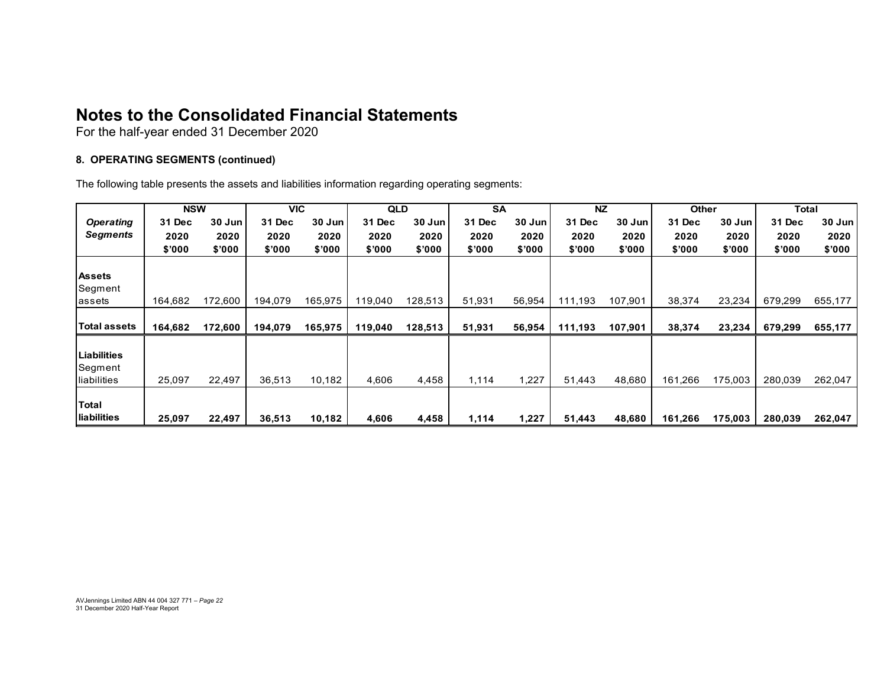# Notes to the Consolidated Financial Statements

For the half-year ended 31 December 2020

### 8. OPERATING SEGMENTS (continued)

The following table presents the assets and liabilities information regarding operating segments:

| *Operating Segments* | NSW | | VIC | | QLD | | SA | | NZ | | Other | | Total | |
|---|---|---|---|---|---|---|---|---|---|---|---|---|---|---|
| | **31 Dec 2020 $'000** | **30 Jun 2020 $'000** | **31 Dec 2020 $'000** | **30 Jun 2020 $'000** | **31 Dec 2020 $'000** | **30 Jun 2020 $'000** | **31 Dec 2020 $'000** | **30 Jun 2020 $'000** | **31 Dec 2020 $'000** | **30 Jun 2020 $'000** | **31 Dec 2020 $'000** | **30 Jun 2020 $'000** | **31 Dec 2020 $'000** | **30 Jun 2020 $'000** |
| **Assets** | | | | | | | | | | | | | | |
| Segment assets | 164,682 | 172,600 | 194,079 | 165,975 | 119,040 | 128,513 | 51,931 | 56,954 | 111,193 | 107,901 | 38,374 | 23,234 | 679,299 | 655,177 |
| **Total assets** | **164,682** | **172,600** | **194,079** | **165,975** | **119,040** | **128,513** | **51,931** | **56,954** | **111,193** | **107,901** | **38,374** | **23,234** | **679,299** | **655,177** |
| **Liabilities** | | | | | | | | | | | | | | |
| Segment liabilities | 25,097 | 22,497 | 36,513 | 10,182 | 4,606 | 4,458 | 1,114 | 1,227 | 51,443 | 48,680 | 161,266 | 175,003 | 280,039 | 262,047 |
| **Total liabilities** | **25,097** | **22,497** | **36,513** | **10,182** | **4,606** | **4,458** | **1,114** | **1,227** | **51,443** | **48,680** | **161,266** | **175,003** | **280,039** | **262,047** |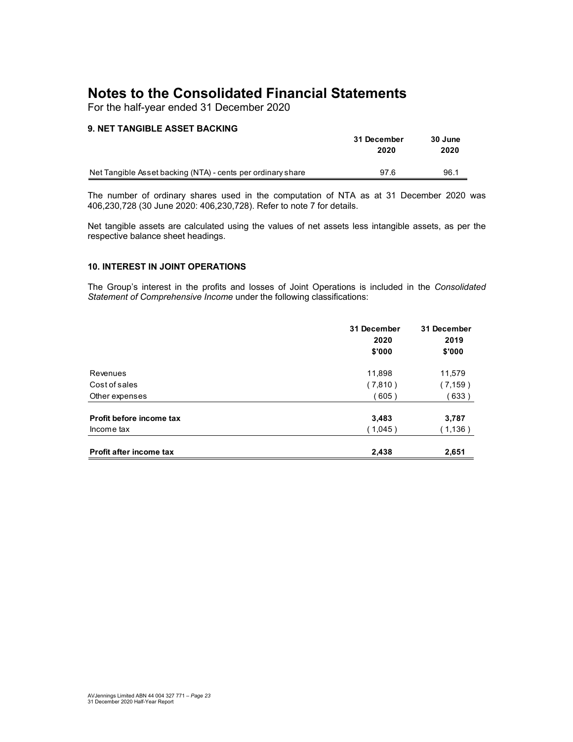# Notes to the Consolidated Financial Statements

For the half-year ended 31 December 2020

### 9. NET TANGIBLE ASSET BACKING

| | 31 December 2020 | 30 June 2020 |
|---|---|---|
| Net Tangible Asset backing (NTA) - cents per ordinary share | 97.6 | 96.1 |

The number of ordinary shares used in the computation of NTA as at 31 December 2020 was 406,230,728 (30 June 2020: 406,230,728). Refer to note 7 for details.

Net tangible assets are calculated using the values of net assets less intangible assets, as per the respective balance sheet headings.

### 10. INTEREST IN JOINT OPERATIONS

The Group's interest in the profits and losses of Joint Operations is included in the *Consolidated Statement of Comprehensive Income* under the following classifications:

| | 31 December 2020 $'000 | 31 December 2019 $'000 |
|---|---|---|
| Revenues | 11,898 | 11,579 |
| Cost of sales | ( 7,810 ) | ( 7,159 ) |
| Other expenses | ( 605 ) | ( 633 ) |
| **Profit before income tax** | **3,483** | **3,787** |
| Income tax | ( 1,045 ) | ( 1,136 ) |
| **Profit after income tax** | **2,438** | **2,651** |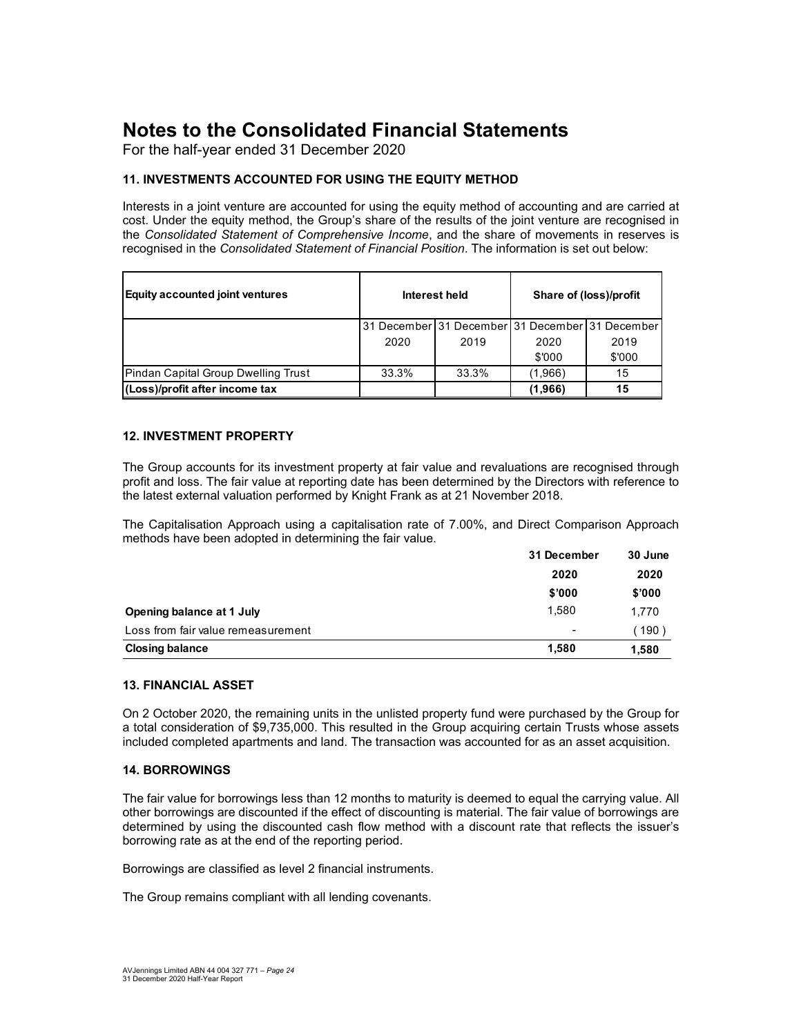# Notes to the Consolidated Financial Statements

For the half-year ended 31 December 2020

## 11. INVESTMENTS ACCOUNTED FOR USING THE EQUITY METHOD

Interests in a joint venture are accounted for using the equity method of accounting and are carried at cost. Under the equity method, the Group's share of the results of the joint venture are recognised in the *Consolidated Statement of Comprehensive Income*, and the share of movements in reserves is recognised in the *Consolidated Statement of Financial Position*. The information is set out below:

| **Equity accounted joint ventures** | **Interest held** | | **Share of (loss)/profit** | |
|---|---|---|---|---|
| | 31 December 2020 | 31 December 2019 | 31 December 2020 $'000 | 31 December 2019 $'000 |
| Pindan Capital Group Dwelling Trust | 33.3% | 33.3% | (1,966) | 15 |
| **(Loss)/profit after income tax** | | | **(1,966)** | **15** |

## 12. INVESTMENT PROPERTY

The Group accounts for its investment property at fair value and revaluations are recognised through profit and loss. The fair value at reporting date has been determined by the Directors with reference to the latest external valuation performed by Knight Frank as at 21 November 2018.

The Capitalisation Approach using a capitalisation rate of 7.00%, and Direct Comparison Approach methods have been adopted in determining the fair value.

| | **31 December 2020 $'000** | **30 June 2020 $'000** |
|---|---|---|
| **Opening balance at 1 July** | 1,580 | 1,770 |
| Loss from fair value remeasurement | - | ( 190 ) |
| **Closing balance** | **1,580** | **1,580** |

## 13. FINANCIAL ASSET

On 2 October 2020, the remaining units in the unlisted property fund were purchased by the Group for a total consideration of $9,735,000. This resulted in the Group acquiring certain Trusts whose assets included completed apartments and land. The transaction was accounted for as an asset acquisition.

## 14. BORROWINGS

The fair value for borrowings less than 12 months to maturity is deemed to equal the carrying value. All other borrowings are discounted if the effect of discounting is material. The fair value of borrowings are determined by using the discounted cash flow method with a discount rate that reflects the issuer's borrowing rate as at the end of the reporting period.

Borrowings are classified as level 2 financial instruments.

The Group remains compliant with all lending covenants.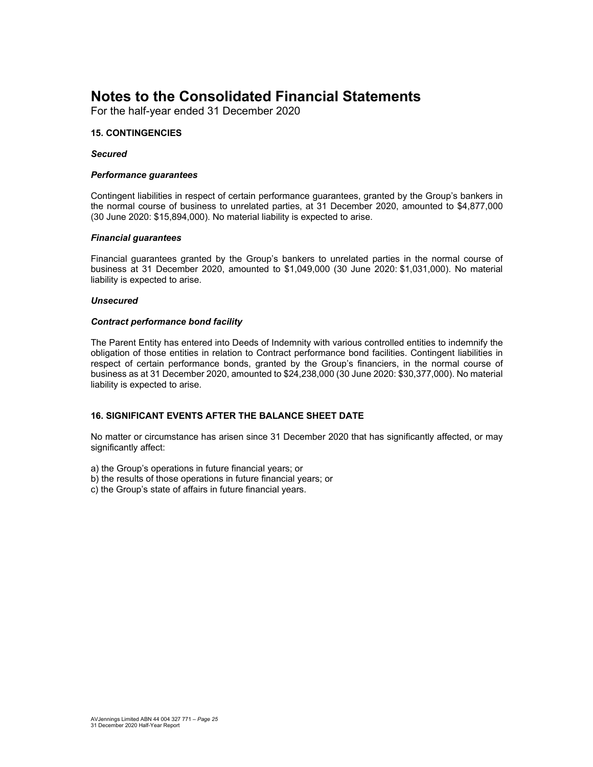# Notes to the Consolidated Financial Statements

For the half-year ended 31 December 2020

### 15. CONTINGENCIES

***Secured***

***Performance guarantees***

Contingent liabilities in respect of certain performance guarantees, granted by the Group's bankers in the normal course of business to unrelated parties, at 31 December 2020, amounted to $4,877,000 (30 June 2020: $15,894,000). No material liability is expected to arise.

***Financial guarantees***

Financial guarantees granted by the Group's bankers to unrelated parties in the normal course of business at 31 December 2020, amounted to $1,049,000 (30 June 2020: $1,031,000). No material liability is expected to arise.

***Unsecured***

***Contract performance bond facility***

The Parent Entity has entered into Deeds of Indemnity with various controlled entities to indemnify the obligation of those entities in relation to Contract performance bond facilities. Contingent liabilities in respect of certain performance bonds, granted by the Group's financiers, in the normal course of business as at 31 December 2020, amounted to $24,238,000 (30 June 2020: $30,377,000). No material liability is expected to arise.

### 16. SIGNIFICANT EVENTS AFTER THE BALANCE SHEET DATE

No matter or circumstance has arisen since 31 December 2020 that has significantly affected, or may significantly affect:

a) the Group's operations in future financial years; or
b) the results of those operations in future financial years; or
c) the Group's state of affairs in future financial years.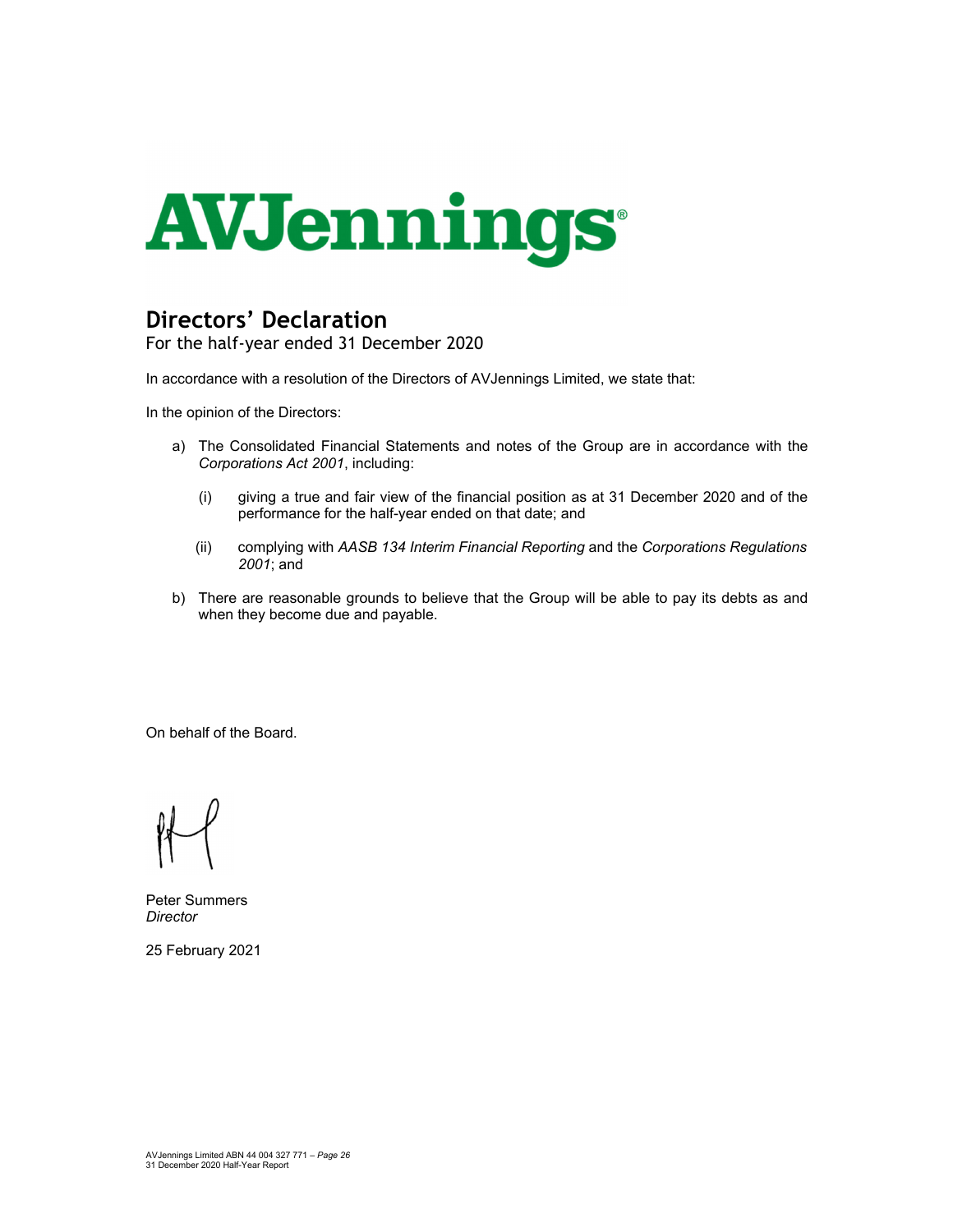AVJennings®

# Directors' Declaration

For the half-year ended 31 December 2020

In accordance with a resolution of the Directors of AVJennings Limited, we state that:

In the opinion of the Directors:

a) The Consolidated Financial Statements and notes of the Group are in accordance with the *Corporations Act 2001*, including:

   (i) giving a true and fair view of the financial position as at 31 December 2020 and of the performance for the half-year ended on that date; and

   (ii) complying with *AASB 134 Interim Financial Reporting* and the *Corporations Regulations 2001*; and

b) There are reasonable grounds to believe that the Group will be able to pay its debts as and when they become due and payable.

On behalf of the Board.

Peter Summers
*Director*

25 February 2021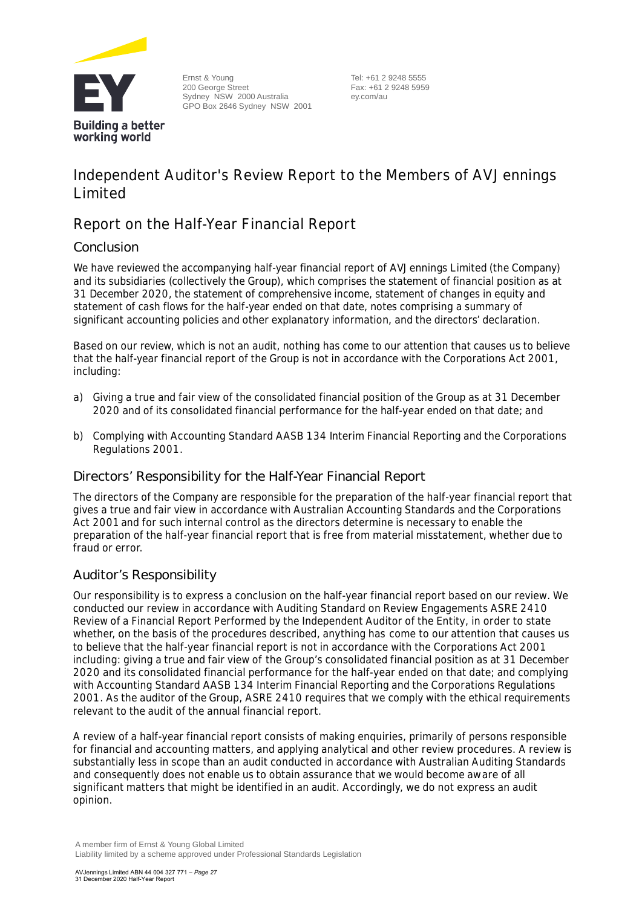Ernst & Young
200 George Street
Sydney NSW 2000 Australia
GPO Box 2646 Sydney NSW 2001

Tel: +61 2 9248 5555
Fax: +61 2 9248 5959
ey.com/au

# Independent Auditor's Review Report to the Members of AVJennings Limited

## Report on the Half-Year Financial Report

### Conclusion

We have reviewed the accompanying half-year financial report of AVJennings Limited (the Company) and its subsidiaries (collectively the Group), which comprises the statement of financial position as at 31 December 2020, the statement of comprehensive income, statement of changes in equity and statement of cash flows for the half-year ended on that date, notes comprising a summary of significant accounting policies and other explanatory information, and the directors' declaration.

Based on our review, which is not an audit, nothing has come to our attention that causes us to believe that the half-year financial report of the Group is not in accordance with the Corporations Act 2001, including:

a) Giving a true and fair view of the consolidated financial position of the Group as at 31 December 2020 and of its consolidated financial performance for the half-year ended on that date; and

b) Complying with Accounting Standard AASB 134 Interim Financial Reporting and the Corporations Regulations 2001.

### Directors' Responsibility for the Half-Year Financial Report

The directors of the Company are responsible for the preparation of the half-year financial report that gives a true and fair view in accordance with Australian Accounting Standards and the Corporations Act 2001 and for such internal control as the directors determine is necessary to enable the preparation of the half-year financial report that is free from material misstatement, whether due to fraud or error.

### Auditor's Responsibility

Our responsibility is to express a conclusion on the half-year financial report based on our review. We conducted our review in accordance with Auditing Standard on Review Engagements ASRE 2410 Review of a Financial Report Performed by the Independent Auditor of the Entity, in order to state whether, on the basis of the procedures described, anything has come to our attention that causes us to believe that the half-year financial report is not in accordance with the Corporations Act 2001 including: giving a true and fair view of the Group's consolidated financial position as at 31 December 2020 and its consolidated financial performance for the half-year ended on that date; and complying with Accounting Standard AASB 134 Interim Financial Reporting and the Corporations Regulations 2001. As the auditor of the Group, ASRE 2410 requires that we comply with the ethical requirements relevant to the audit of the annual financial report.

A review of a half-year financial report consists of making enquiries, primarily of persons responsible for financial and accounting matters, and applying analytical and other review procedures. A review is substantially less in scope than an audit conducted in accordance with Australian Auditing Standards and consequently does not enable us to obtain assurance that we would become aware of all significant matters that might be identified in an audit. Accordingly, we do not express an audit opinion.

A member firm of Ernst & Young Global Limited
Liability limited by a scheme approved under Professional Standards Legislation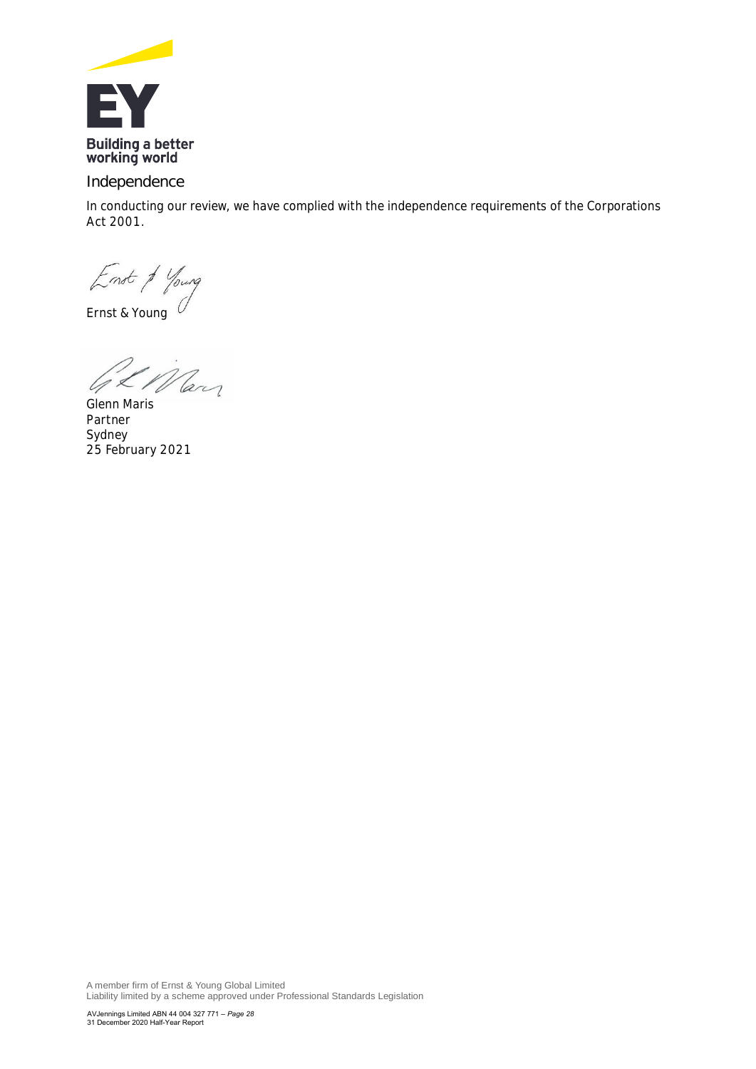## Independence

In conducting our review, we have complied with the independence requirements of the Corporations Act 2001.

Ernst & Young

Glenn Maris
Partner
Sydney
25 February 2021

A member firm of Ernst & Young Global Limited
Liability limited by a scheme approved under Professional Standards Legislation